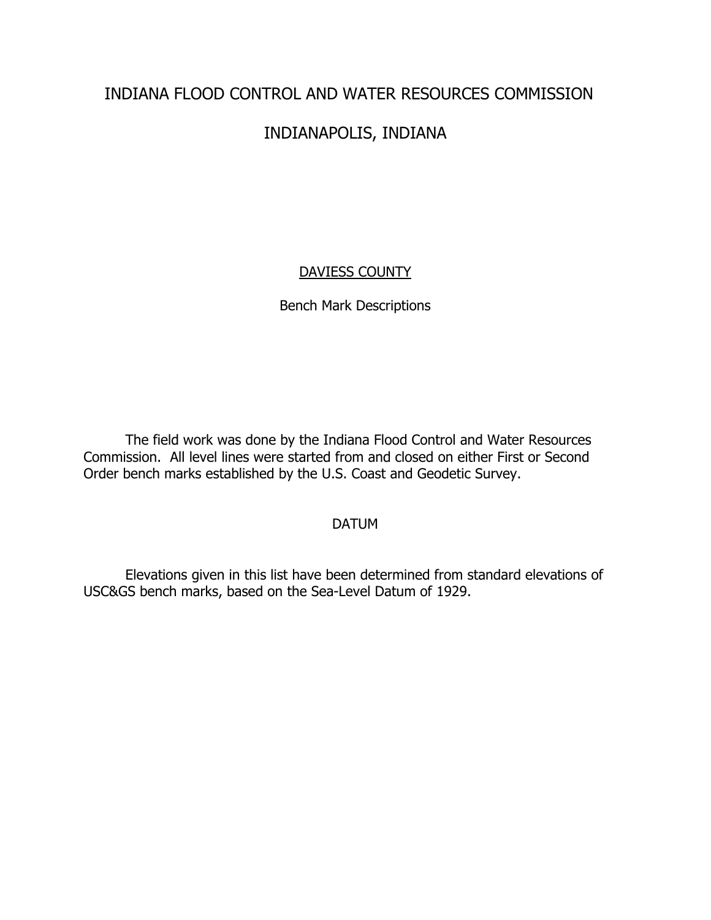# INDIANA FLOOD CONTROL AND WATER RESOURCES COMMISSION

# INDIANAPOLIS, INDIANA

## DAVIESS COUNTY

Bench Mark Descriptions

The field work was done by the Indiana Flood Control and Water Resources Commission. All level lines were started from and closed on either First or Second Order bench marks established by the U.S. Coast and Geodetic Survey.

### DATUM

Elevations given in this list have been determined from standard elevations of USC&GS bench marks, based on the Sea-Level Datum of 1929.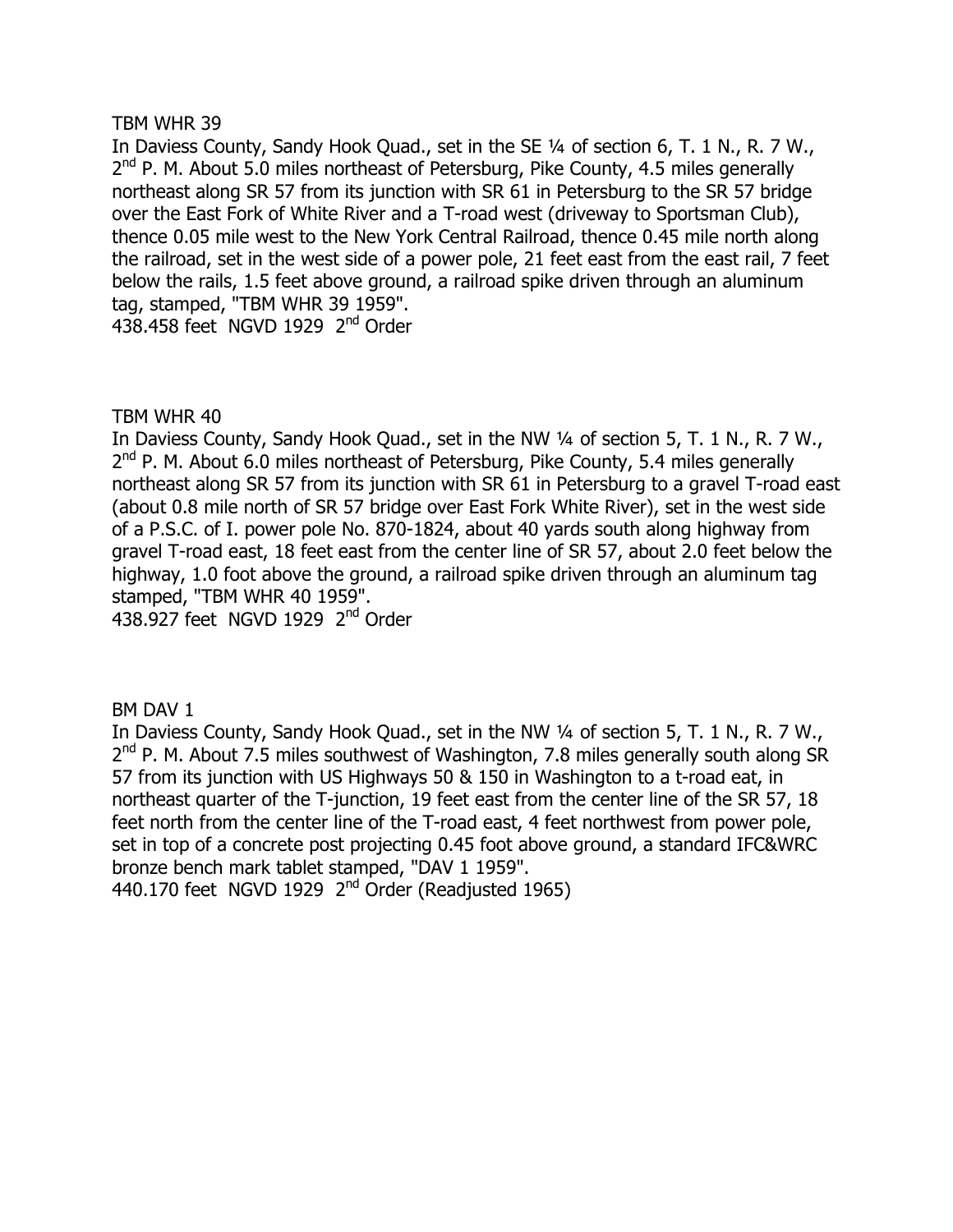TBM WHR 39

In Daviess County, Sandy Hook Quad., set in the SE ¼ of section 6, T. 1 N., R. 7 W., 2nd P. M. About 5.0 miles northeast of Petersburg, Pike County, 4.5 miles generally northeast along SR 57 from its junction with SR 61 in Petersburg to the SR 57 bridge over the East Fork of White River and a T-road west (driveway to Sportsman Club), thence 0.05 mile west to the New York Central Railroad, thence 0.45 mile north along the railroad, set in the west side of a power pole, 21 feet east from the east rail, 7 feet below the rails, 1.5 feet above ground, a railroad spike driven through an aluminum tag, stamped, "TBM WHR 39 1959".

438.458 feet NGVD 1929 2nd Order

TBM WHR 40

In Daviess County, Sandy Hook Quad., set in the NW ¼ of section 5, T. 1 N., R. 7 W., 2nd P. M. About 6.0 miles northeast of Petersburg, Pike County, 5.4 miles generally northeast along SR 57 from its junction with SR 61 in Petersburg to a gravel T-road east (about 0.8 mile north of SR 57 bridge over East Fork White River), set in the west side of a P.S.C. of I. power pole No. 870-1824, about 40 yards south along highway from gravel T-road east, 18 feet east from the center line of SR 57, about 2.0 feet below the highway, 1.0 foot above the ground, a railroad spike driven through an aluminum tag stamped, "TBM WHR 40 1959".

438.927 feet NGVD 1929 2nd Order

BM DAV 1

In Daviess County, Sandy Hook Quad., set in the NW ¼ of section 5, T. 1 N., R. 7 W., 2nd P. M. About 7.5 miles southwest of Washington, 7.8 miles generally south along SR 57 from its junction with US Highways 50 & 150 in Washington to a t-road eat, in northeast quarter of the T-junction, 19 feet east from the center line of the SR 57, 18 feet north from the center line of the T-road east, 4 feet northwest from power pole, set in top of a concrete post projecting 0.45 foot above ground, a standard IFC&WRC bronze bench mark tablet stamped, "DAV 1 1959".

440.170 feet NGVD 1929 2nd Order (Readjusted 1965)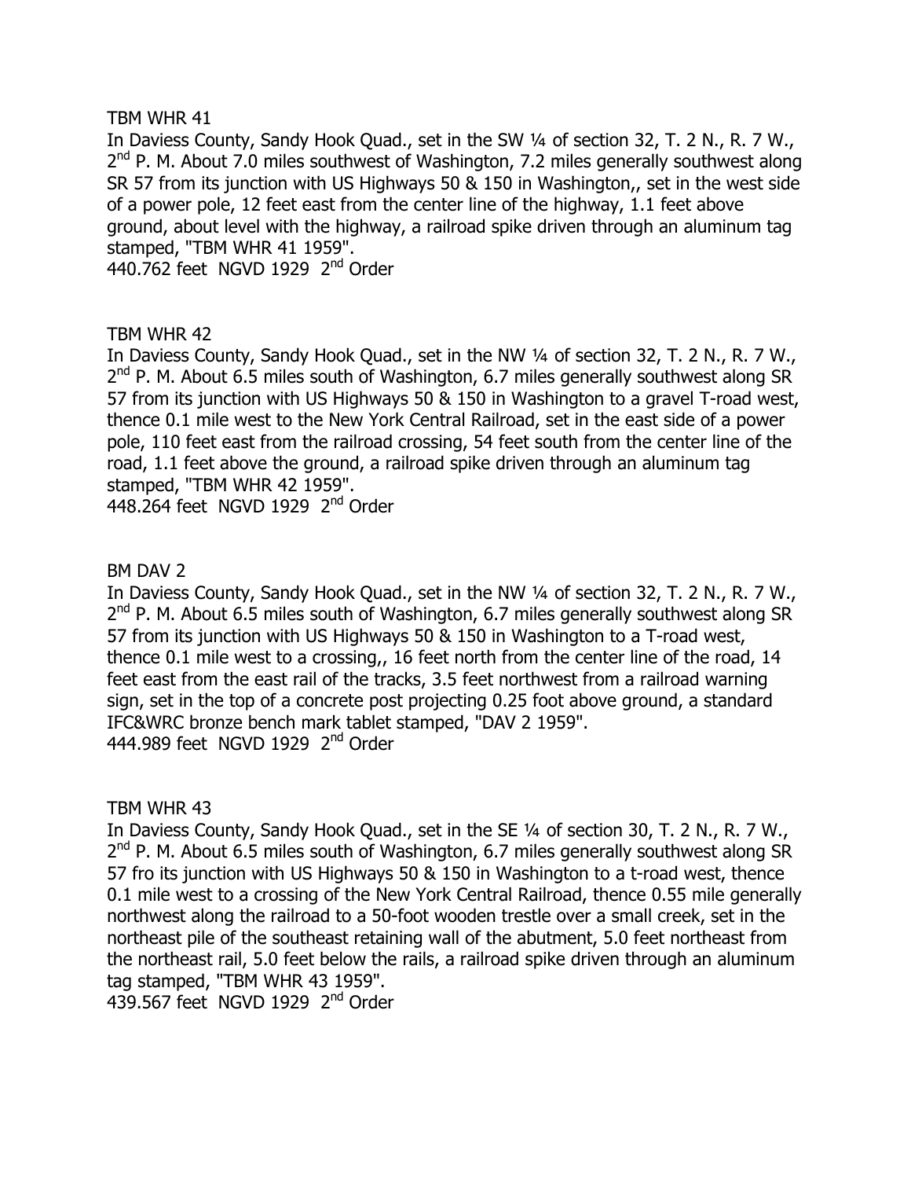TBM WHR 41

In Daviess County, Sandy Hook Quad., set in the SW ¼ of section 32, T. 2 N., R. 7 W., 2nd P. M. About 7.0 miles southwest of Washington, 7.2 miles generally southwest along SR 57 from its junction with US Highways 50 & 150 in Washington,, set in the west side of a power pole, 12 feet east from the center line of the highway, 1.1 feet above ground, about level with the highway, a railroad spike driven through an aluminum tag stamped, "TBM WHR 41 1959".

440.762 feet NGVD 1929 2nd Order

TBM WHR 42

In Daviess County, Sandy Hook Quad., set in the NW ¼ of section 32, T. 2 N., R. 7 W., 2nd P. M. About 6.5 miles south of Washington, 6.7 miles generally southwest along SR 57 from its junction with US Highways 50 & 150 in Washington to a gravel T-road west, thence 0.1 mile west to the New York Central Railroad, set in the east side of a power pole, 110 feet east from the railroad crossing, 54 feet south from the center line of the road, 1.1 feet above the ground, a railroad spike driven through an aluminum tag stamped, "TBM WHR 42 1959".

448.264 feet NGVD 1929 2nd Order

BM DAV 2

In Daviess County, Sandy Hook Quad., set in the NW ¼ of section 32, T. 2 N., R. 7 W., 2nd P. M. About 6.5 miles south of Washington, 6.7 miles generally southwest along SR 57 from its junction with US Highways 50 & 150 in Washington to a T-road west, thence 0.1 mile west to a crossing,, 16 feet north from the center line of the road, 14 feet east from the east rail of the tracks, 3.5 feet northwest from a railroad warning sign, set in the top of a concrete post projecting 0.25 foot above ground, a standard IFC&WRC bronze bench mark tablet stamped, "DAV 2 1959".

444.989 feet NGVD 1929 2nd Order

TBM WHR 43

In Daviess County, Sandy Hook Quad., set in the SE ¼ of section 30, T. 2 N., R. 7 W., 2nd P. M. About 6.5 miles south of Washington, 6.7 miles generally southwest along SR 57 fro its junction with US Highways 50 & 150 in Washington to a t-road west, thence 0.1 mile west to a crossing of the New York Central Railroad, thence 0.55 mile generally northwest along the railroad to a 50-foot wooden trestle over a small creek, set in the northeast pile of the southeast retaining wall of the abutment, 5.0 feet northeast from the northeast rail, 5.0 feet below the rails, a railroad spike driven through an aluminum tag stamped, "TBM WHR 43 1959".

439.567 feet NGVD 1929 2nd Order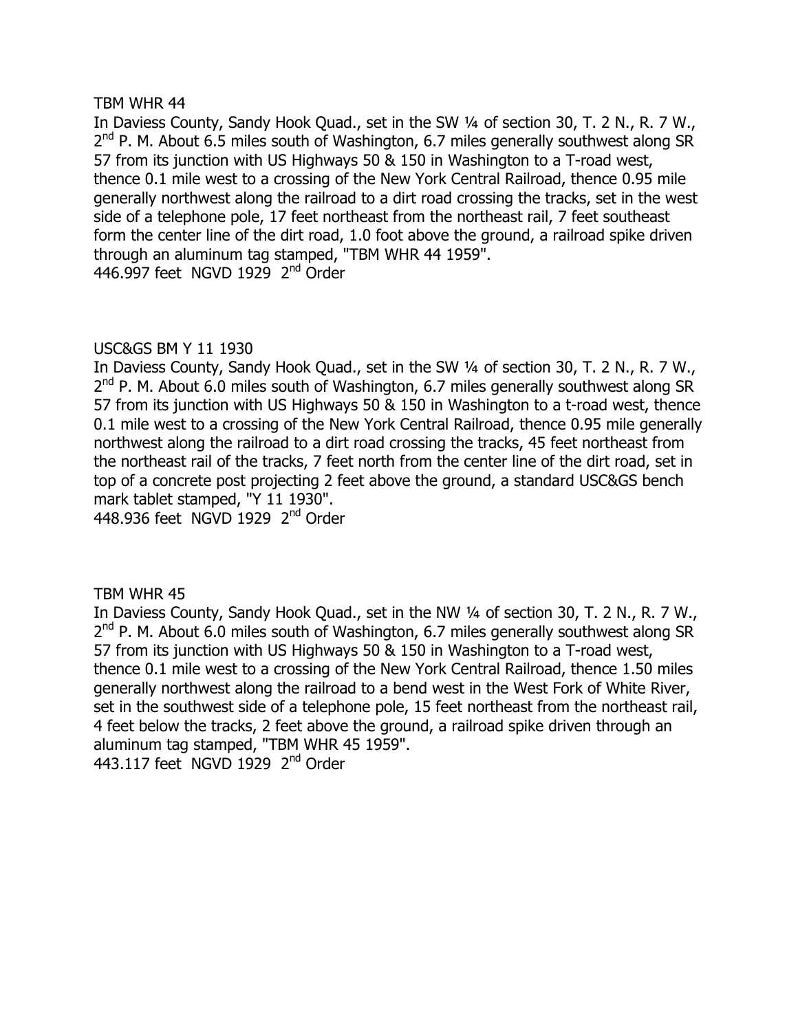TBM WHR 44

In Daviess County, Sandy Hook Quad., set in the SW ¼ of section 30, T. 2 N., R. 7 W., 2nd P. M. About 6.5 miles south of Washington, 6.7 miles generally southwest along SR 57 from its junction with US Highways 50 & 150 in Washington to a T-road west, thence 0.1 mile west to a crossing of the New York Central Railroad, thence 0.95 mile generally northwest along the railroad to a dirt road crossing the tracks, set in the west side of a telephone pole, 17 feet northeast from the northeast rail, 7 feet southeast form the center line of the dirt road, 1.0 foot above the ground, a railroad spike driven through an aluminum tag stamped, "TBM WHR 44 1959".
446.997 feet NGVD 1929 2nd Order

USC&GS BM Y 11 1930

In Daviess County, Sandy Hook Quad., set in the SW ¼ of section 30, T. 2 N., R. 7 W., 2nd P. M. About 6.0 miles south of Washington, 6.7 miles generally southwest along SR 57 from its junction with US Highways 50 & 150 in Washington to a t-road west, thence 0.1 mile west to a crossing of the New York Central Railroad, thence 0.95 mile generally northwest along the railroad to a dirt road crossing the tracks, 45 feet northeast from the northeast rail of the tracks, 7 feet north from the center line of the dirt road, set in top of a concrete post projecting 2 feet above the ground, a standard USC&GS bench mark tablet stamped, "Y 11 1930".
448.936 feet NGVD 1929 2nd Order

TBM WHR 45

In Daviess County, Sandy Hook Quad., set in the NW ¼ of section 30, T. 2 N., R. 7 W., 2nd P. M. About 6.0 miles south of Washington, 6.7 miles generally southwest along SR 57 from its junction with US Highways 50 & 150 in Washington to a T-road west, thence 0.1 mile west to a crossing of the New York Central Railroad, thence 1.50 miles generally northwest along the railroad to a bend west in the West Fork of White River, set in the southwest side of a telephone pole, 15 feet northeast from the northeast rail, 4 feet below the tracks, 2 feet above the ground, a railroad spike driven through an aluminum tag stamped, "TBM WHR 45 1959".
443.117 feet NGVD 1929 2nd Order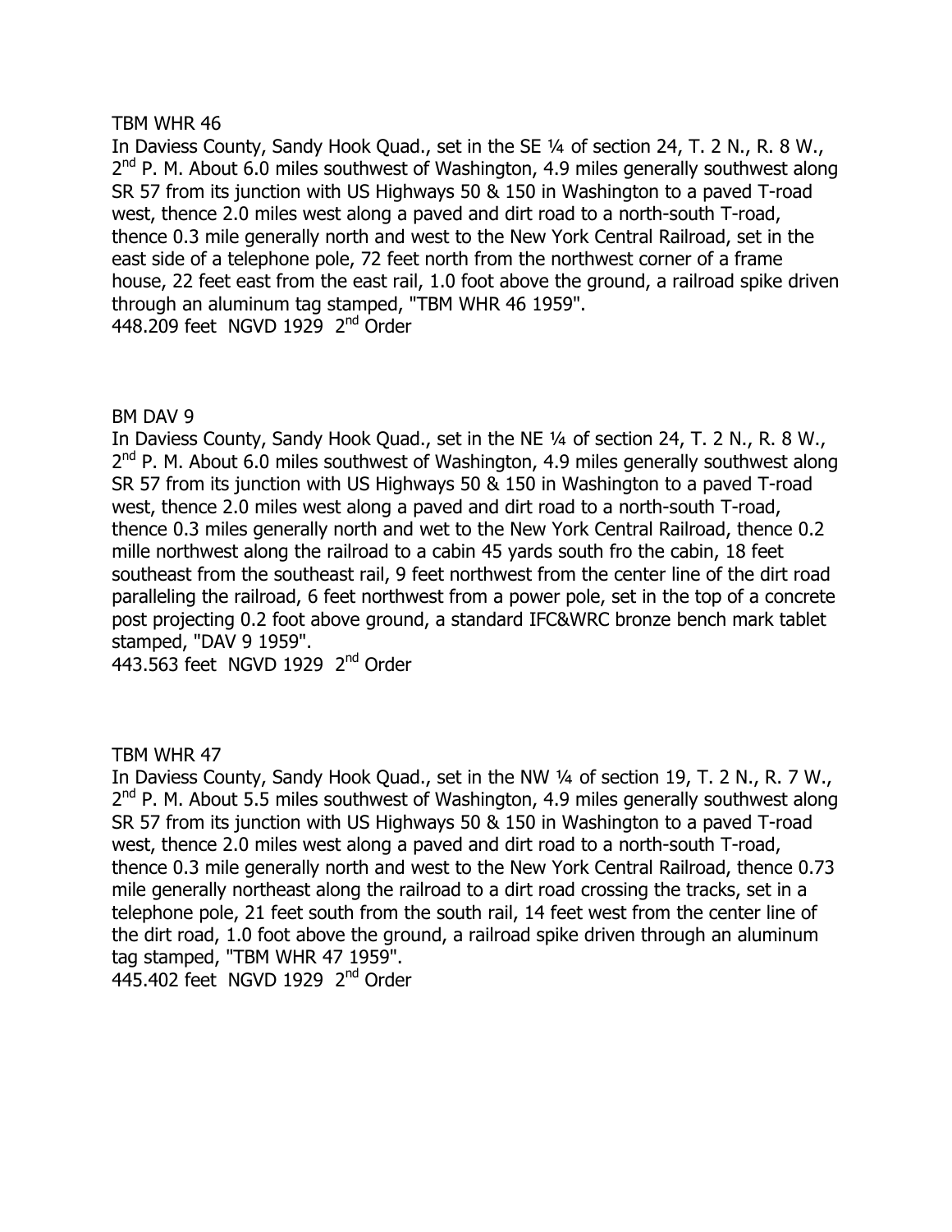TBM WHR 46

In Daviess County, Sandy Hook Quad., set in the SE ¼ of section 24, T. 2 N., R. 8 W., 2nd P. M. About 6.0 miles southwest of Washington, 4.9 miles generally southwest along SR 57 from its junction with US Highways 50 & 150 in Washington to a paved T-road west, thence 2.0 miles west along a paved and dirt road to a north-south T-road, thence 0.3 mile generally north and west to the New York Central Railroad, set in the east side of a telephone pole, 72 feet north from the northwest corner of a frame house, 22 feet east from the east rail, 1.0 foot above the ground, a railroad spike driven through an aluminum tag stamped, "TBM WHR 46 1959".

448.209 feet NGVD 1929 2nd Order

BM DAV 9

In Daviess County, Sandy Hook Quad., set in the NE ¼ of section 24, T. 2 N., R. 8 W., 2nd P. M. About 6.0 miles southwest of Washington, 4.9 miles generally southwest along SR 57 from its junction with US Highways 50 & 150 in Washington to a paved T-road west, thence 2.0 miles west along a paved and dirt road to a north-south T-road, thence 0.3 miles generally north and wet to the New York Central Railroad, thence 0.2 mille northwest along the railroad to a cabin 45 yards south fro the cabin, 18 feet southeast from the southeast rail, 9 feet northwest from the center line of the dirt road paralleling the railroad, 6 feet northwest from a power pole, set in the top of a concrete post projecting 0.2 foot above ground, a standard IFC&WRC bronze bench mark tablet stamped, "DAV 9 1959".

443.563 feet NGVD 1929 2nd Order

TBM WHR 47

In Daviess County, Sandy Hook Quad., set in the NW ¼ of section 19, T. 2 N., R. 7 W., 2nd P. M. About 5.5 miles southwest of Washington, 4.9 miles generally southwest along SR 57 from its junction with US Highways 50 & 150 in Washington to a paved T-road west, thence 2.0 miles west along a paved and dirt road to a north-south T-road, thence 0.3 mile generally north and west to the New York Central Railroad, thence 0.73 mile generally northeast along the railroad to a dirt road crossing the tracks, set in a telephone pole, 21 feet south from the south rail, 14 feet west from the center line of the dirt road, 1.0 foot above the ground, a railroad spike driven through an aluminum tag stamped, "TBM WHR 47 1959".

445.402 feet NGVD 1929 2nd Order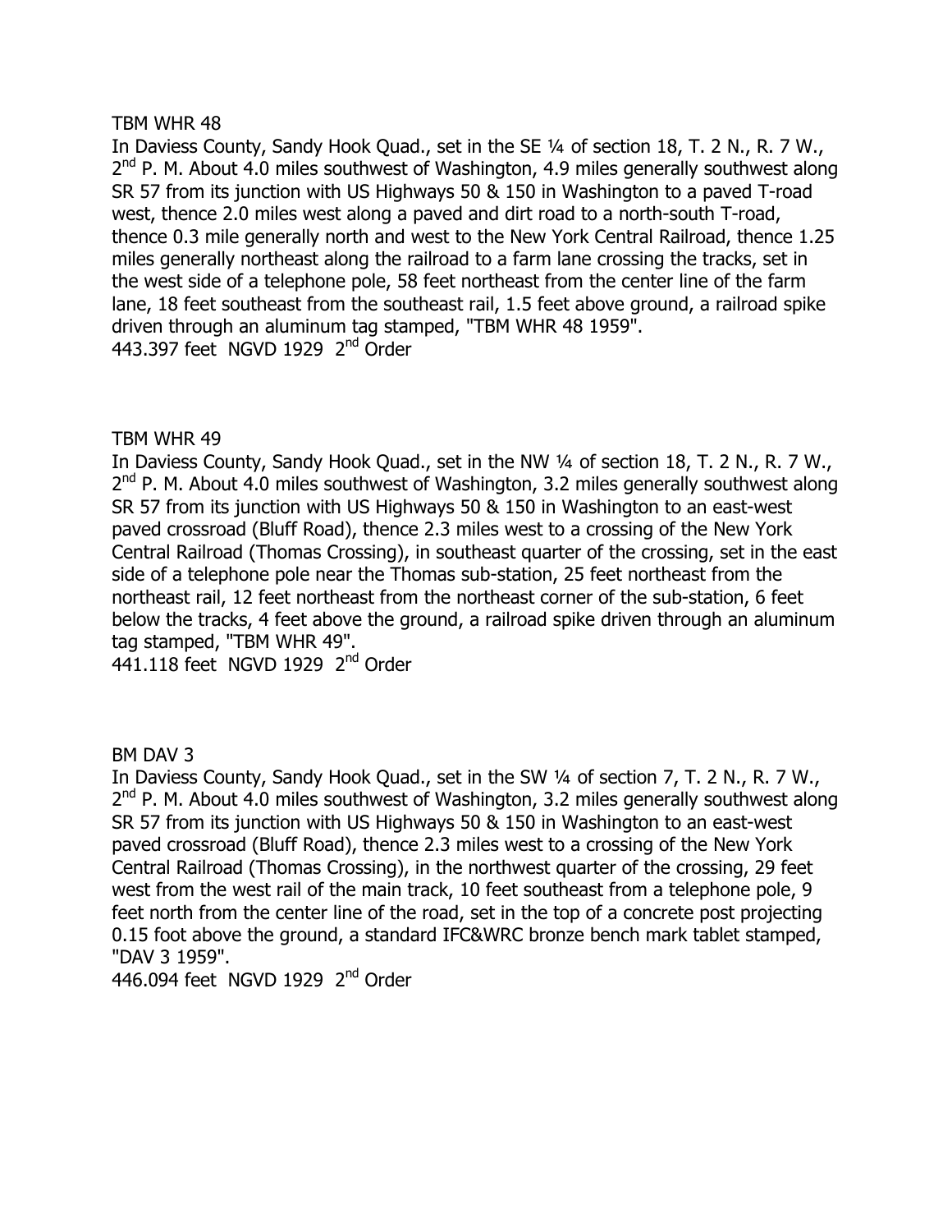TBM WHR 48

In Daviess County, Sandy Hook Quad., set in the SE ¼ of section 18, T. 2 N., R. 7 W., 2nd P. M. About 4.0 miles southwest of Washington, 4.9 miles generally southwest along SR 57 from its junction with US Highways 50 & 150 in Washington to a paved T-road west, thence 2.0 miles west along a paved and dirt road to a north-south T-road, thence 0.3 mile generally north and west to the New York Central Railroad, thence 1.25 miles generally northeast along the railroad to a farm lane crossing the tracks, set in the west side of a telephone pole, 58 feet northeast from the center line of the farm lane, 18 feet southeast from the southeast rail, 1.5 feet above ground, a railroad spike driven through an aluminum tag stamped, "TBM WHR 48 1959".

443.397 feet NGVD 1929 2nd Order

TBM WHR 49

In Daviess County, Sandy Hook Quad., set in the NW ¼ of section 18, T. 2 N., R. 7 W., 2nd P. M. About 4.0 miles southwest of Washington, 3.2 miles generally southwest along SR 57 from its junction with US Highways 50 & 150 in Washington to an east-west paved crossroad (Bluff Road), thence 2.3 miles west to a crossing of the New York Central Railroad (Thomas Crossing), in southeast quarter of the crossing, set in the east side of a telephone pole near the Thomas sub-station, 25 feet northeast from the northeast rail, 12 feet northeast from the northeast corner of the sub-station, 6 feet below the tracks, 4 feet above the ground, a railroad spike driven through an aluminum tag stamped, "TBM WHR 49".

441.118 feet NGVD 1929 2nd Order

BM DAV 3

In Daviess County, Sandy Hook Quad., set in the SW ¼ of section 7, T. 2 N., R. 7 W., 2nd P. M. About 4.0 miles southwest of Washington, 3.2 miles generally southwest along SR 57 from its junction with US Highways 50 & 150 in Washington to an east-west paved crossroad (Bluff Road), thence 2.3 miles west to a crossing of the New York Central Railroad (Thomas Crossing), in the northwest quarter of the crossing, 29 feet west from the west rail of the main track, 10 feet southeast from a telephone pole, 9 feet north from the center line of the road, set in the top of a concrete post projecting 0.15 foot above the ground, a standard IFC&WRC bronze bench mark tablet stamped, "DAV 3 1959".

446.094 feet NGVD 1929 2nd Order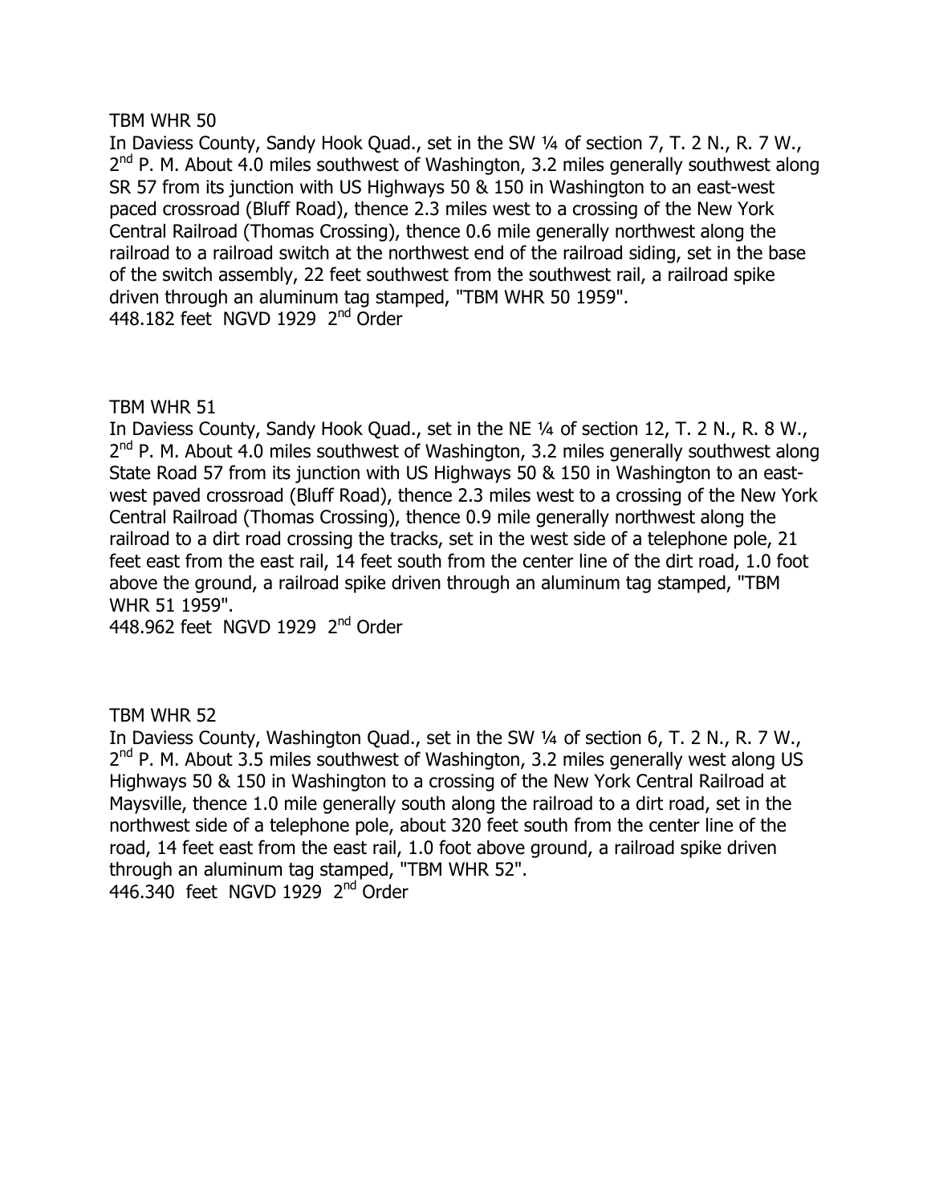TBM WHR 50

In Daviess County, Sandy Hook Quad., set in the SW ¼ of section 7, T. 2 N., R. 7 W., 2nd P. M. About 4.0 miles southwest of Washington, 3.2 miles generally southwest along SR 57 from its junction with US Highways 50 & 150 in Washington to an east-west paced crossroad (Bluff Road), thence 2.3 miles west to a crossing of the New York Central Railroad (Thomas Crossing), thence 0.6 mile generally northwest along the railroad to a railroad switch at the northwest end of the railroad siding, set in the base of the switch assembly, 22 feet southwest from the southwest rail, a railroad spike driven through an aluminum tag stamped, "TBM WHR 50 1959".

448.182 feet NGVD 1929 2nd Order

TBM WHR 51

In Daviess County, Sandy Hook Quad., set in the NE ¼ of section 12, T. 2 N., R. 8 W., 2nd P. M. About 4.0 miles southwest of Washington, 3.2 miles generally southwest along State Road 57 from its junction with US Highways 50 & 150 in Washington to an east-west paved crossroad (Bluff Road), thence 2.3 miles west to a crossing of the New York Central Railroad (Thomas Crossing), thence 0.9 mile generally northwest along the railroad to a dirt road crossing the tracks, set in the west side of a telephone pole, 21 feet east from the east rail, 14 feet south from the center line of the dirt road, 1.0 foot above the ground, a railroad spike driven through an aluminum tag stamped, "TBM WHR 51 1959".

448.962 feet NGVD 1929 2nd Order

TBM WHR 52

In Daviess County, Washington Quad., set in the SW ¼ of section 6, T. 2 N., R. 7 W., 2nd P. M. About 3.5 miles southwest of Washington, 3.2 miles generally west along US Highways 50 & 150 in Washington to a crossing of the New York Central Railroad at Maysville, thence 1.0 mile generally south along the railroad to a dirt road, set in the northwest side of a telephone pole, about 320 feet south from the center line of the road, 14 feet east from the east rail, 1.0 foot above ground, a railroad spike driven through an aluminum tag stamped, "TBM WHR 52".

446.340 feet NGVD 1929 2nd Order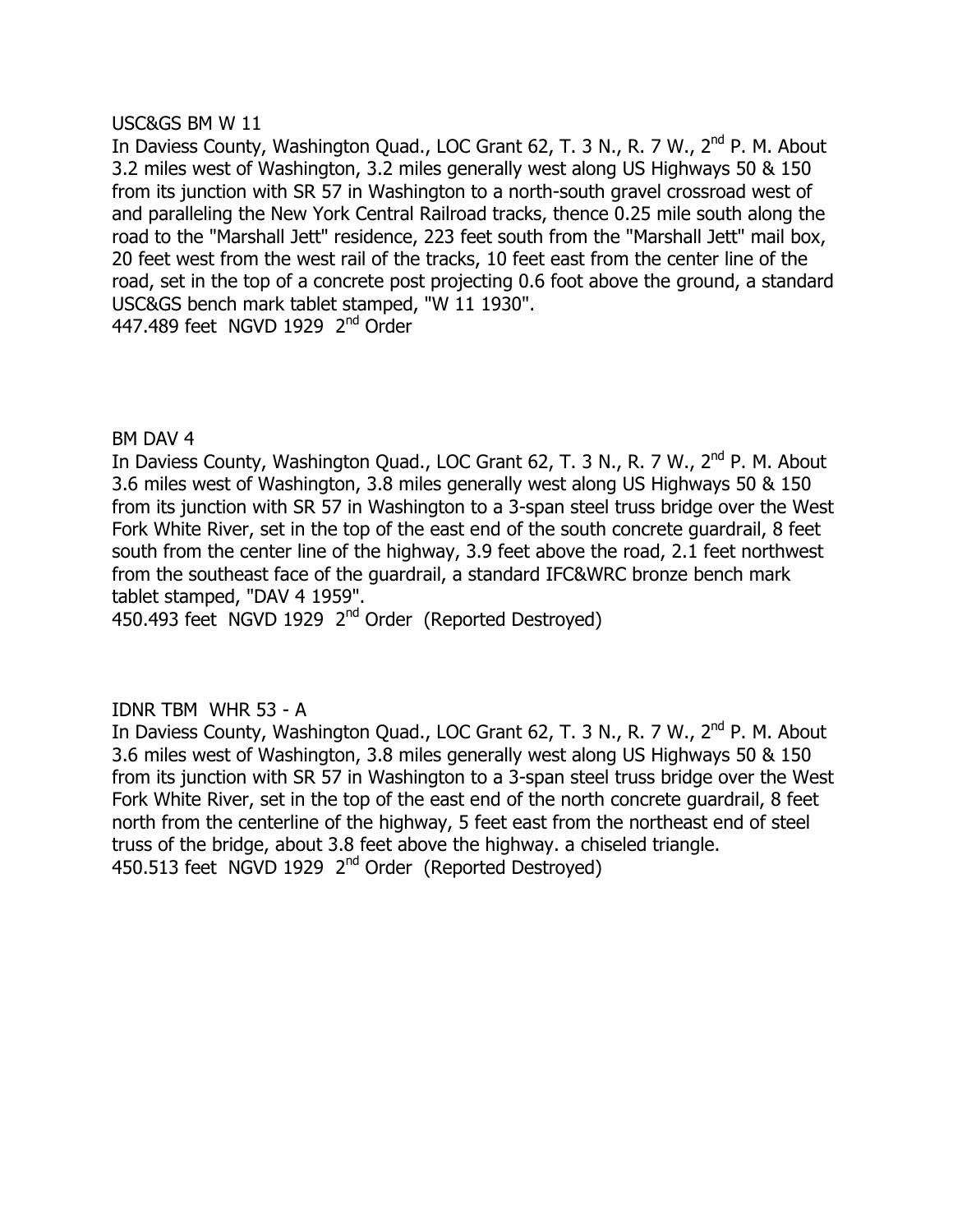USC&GS BM W 11

In Daviess County, Washington Quad., LOC Grant 62, T. 3 N., R. 7 W., 2nd P. M. About 3.2 miles west of Washington, 3.2 miles generally west along US Highways 50 & 150 from its junction with SR 57 in Washington to a north-south gravel crossroad west of and paralleling the New York Central Railroad tracks, thence 0.25 mile south along the road to the "Marshall Jett" residence, 223 feet south from the "Marshall Jett" mail box, 20 feet west from the west rail of the tracks, 10 feet east from the center line of the road, set in the top of a concrete post projecting 0.6 foot above the ground, a standard USC&GS bench mark tablet stamped, "W 11 1930".

447.489 feet NGVD 1929 2nd Order

BM DAV 4

In Daviess County, Washington Quad., LOC Grant 62, T. 3 N., R. 7 W., 2nd P. M. About 3.6 miles west of Washington, 3.8 miles generally west along US Highways 50 & 150 from its junction with SR 57 in Washington to a 3-span steel truss bridge over the West Fork White River, set in the top of the east end of the south concrete guardrail, 8 feet south from the center line of the highway, 3.9 feet above the road, 2.1 feet northwest from the southeast face of the guardrail, a standard IFC&WRC bronze bench mark tablet stamped, "DAV 4 1959".

450.493 feet NGVD 1929 2nd Order (Reported Destroyed)

IDNR TBM WHR 53 - A

In Daviess County, Washington Quad., LOC Grant 62, T. 3 N., R. 7 W., 2nd P. M. About 3.6 miles west of Washington, 3.8 miles generally west along US Highways 50 & 150 from its junction with SR 57 in Washington to a 3-span steel truss bridge over the West Fork White River, set in the top of the east end of the north concrete guardrail, 8 feet north from the centerline of the highway, 5 feet east from the northeast end of steel truss of the bridge, about 3.8 feet above the highway. a chiseled triangle.

450.513 feet NGVD 1929 2nd Order (Reported Destroyed)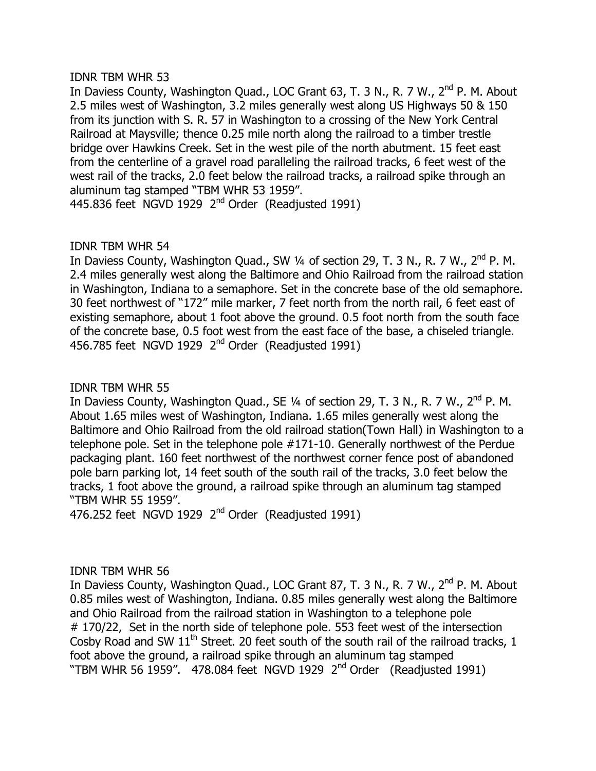IDNR TBM WHR 53

In Daviess County, Washington Quad., LOC Grant 63, T. 3 N., R. 7 W., 2nd P. M. About 2.5 miles west of Washington, 3.2 miles generally west along US Highways 50 & 150 from its junction with S. R. 57 in Washington to a crossing of the New York Central Railroad at Maysville; thence 0.25 mile north along the railroad to a timber trestle bridge over Hawkins Creek. Set in the west pile of the north abutment. 15 feet east from the centerline of a gravel road paralleling the railroad tracks, 6 feet west of the west rail of the tracks, 2.0 feet below the railroad tracks, a railroad spike through an aluminum tag stamped "TBM WHR 53 1959".

445.836 feet NGVD 1929 2nd Order (Readjusted 1991)

IDNR TBM WHR 54

In Daviess County, Washington Quad., SW ¼ of section 29, T. 3 N., R. 7 W., 2nd P. M. 2.4 miles generally west along the Baltimore and Ohio Railroad from the railroad station in Washington, Indiana to a semaphore. Set in the concrete base of the old semaphore. 30 feet northwest of "172" mile marker, 7 feet north from the north rail, 6 feet east of existing semaphore, about 1 foot above the ground. 0.5 foot north from the south face of the concrete base, 0.5 foot west from the east face of the base, a chiseled triangle. 456.785 feet NGVD 1929 2nd Order (Readjusted 1991)

IDNR TBM WHR 55

In Daviess County, Washington Quad., SE ¼ of section 29, T. 3 N., R. 7 W., 2nd P. M. About 1.65 miles west of Washington, Indiana. 1.65 miles generally west along the Baltimore and Ohio Railroad from the old railroad station(Town Hall) in Washington to a telephone pole. Set in the telephone pole #171-10. Generally northwest of the Perdue packaging plant. 160 feet northwest of the northwest corner fence post of abandoned pole barn parking lot, 14 feet south of the south rail of the tracks, 3.0 feet below the tracks, 1 foot above the ground, a railroad spike through an aluminum tag stamped "TBM WHR 55 1959".

476.252 feet NGVD 1929 2nd Order (Readjusted 1991)

IDNR TBM WHR 56

In Daviess County, Washington Quad., LOC Grant 87, T. 3 N., R. 7 W., 2nd P. M. About 0.85 miles west of Washington, Indiana. 0.85 miles generally west along the Baltimore and Ohio Railroad from the railroad station in Washington to a telephone pole # 170/22, Set in the north side of telephone pole. 553 feet west of the intersection Cosby Road and SW 11th Street. 20 feet south of the south rail of the railroad tracks, 1 foot above the ground, a railroad spike through an aluminum tag stamped "TBM WHR 56 1959". 478.084 feet NGVD 1929 2nd Order (Readjusted 1991)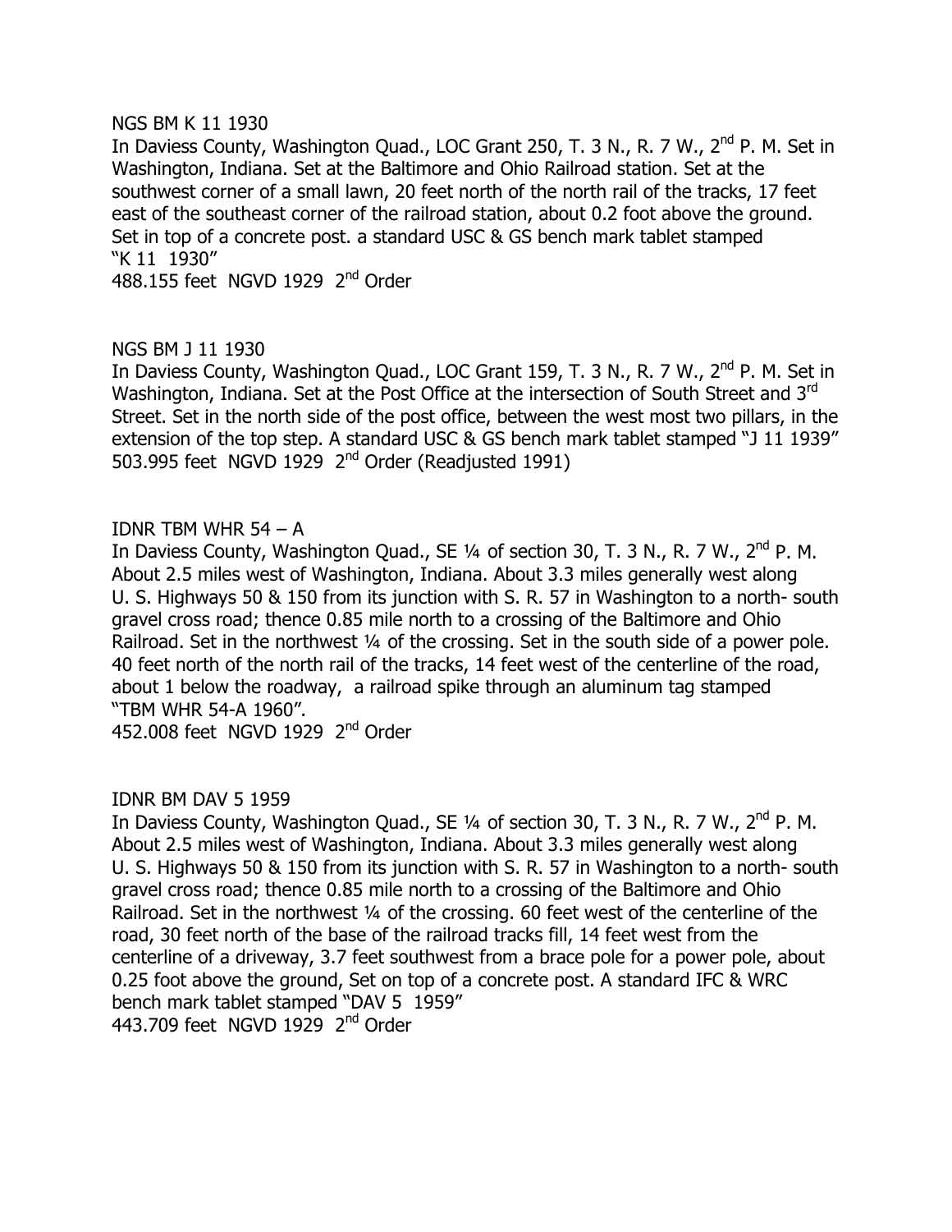NGS BM K 11 1930

In Daviess County, Washington Quad., LOC Grant 250, T. 3 N., R. 7 W., 2nd P. M. Set in Washington, Indiana. Set at the Baltimore and Ohio Railroad station. Set at the southwest corner of a small lawn, 20 feet north of the north rail of the tracks, 17 feet east of the southeast corner of the railroad station, about 0.2 foot above the ground. Set in top of a concrete post. a standard USC & GS bench mark tablet stamped "K 11 1930"

488.155 feet NGVD 1929 2nd Order

NGS BM J 11 1930

In Daviess County, Washington Quad., LOC Grant 159, T. 3 N., R. 7 W., 2nd P. M. Set in Washington, Indiana. Set at the Post Office at the intersection of South Street and 3rd Street. Set in the north side of the post office, between the west most two pillars, in the extension of the top step. A standard USC & GS bench mark tablet stamped "J 11 1939"

503.995 feet NGVD 1929 2nd Order (Readjusted 1991)

IDNR TBM WHR 54 – A

In Daviess County, Washington Quad., SE ¼ of section 30, T. 3 N., R. 7 W., 2nd P. M. About 2.5 miles west of Washington, Indiana. About 3.3 miles generally west along U. S. Highways 50 & 150 from its junction with S. R. 57 in Washington to a north- south gravel cross road; thence 0.85 mile north to a crossing of the Baltimore and Ohio Railroad. Set in the northwest ¼ of the crossing. Set in the south side of a power pole. 40 feet north of the north rail of the tracks, 14 feet west of the centerline of the road, about 1 below the roadway, a railroad spike through an aluminum tag stamped "TBM WHR 54-A 1960".

452.008 feet NGVD 1929 2nd Order

IDNR BM DAV 5 1959

In Daviess County, Washington Quad., SE ¼ of section 30, T. 3 N., R. 7 W., 2nd P. M. About 2.5 miles west of Washington, Indiana. About 3.3 miles generally west along U. S. Highways 50 & 150 from its junction with S. R. 57 in Washington to a north- south gravel cross road; thence 0.85 mile north to a crossing of the Baltimore and Ohio Railroad. Set in the northwest ¼ of the crossing. 60 feet west of the centerline of the road, 30 feet north of the base of the railroad tracks fill, 14 feet west from the centerline of a driveway, 3.7 feet southwest from a brace pole for a power pole, about 0.25 foot above the ground, Set on top of a concrete post. A standard IFC & WRC bench mark tablet stamped "DAV 5 1959"

443.709 feet NGVD 1929 2nd Order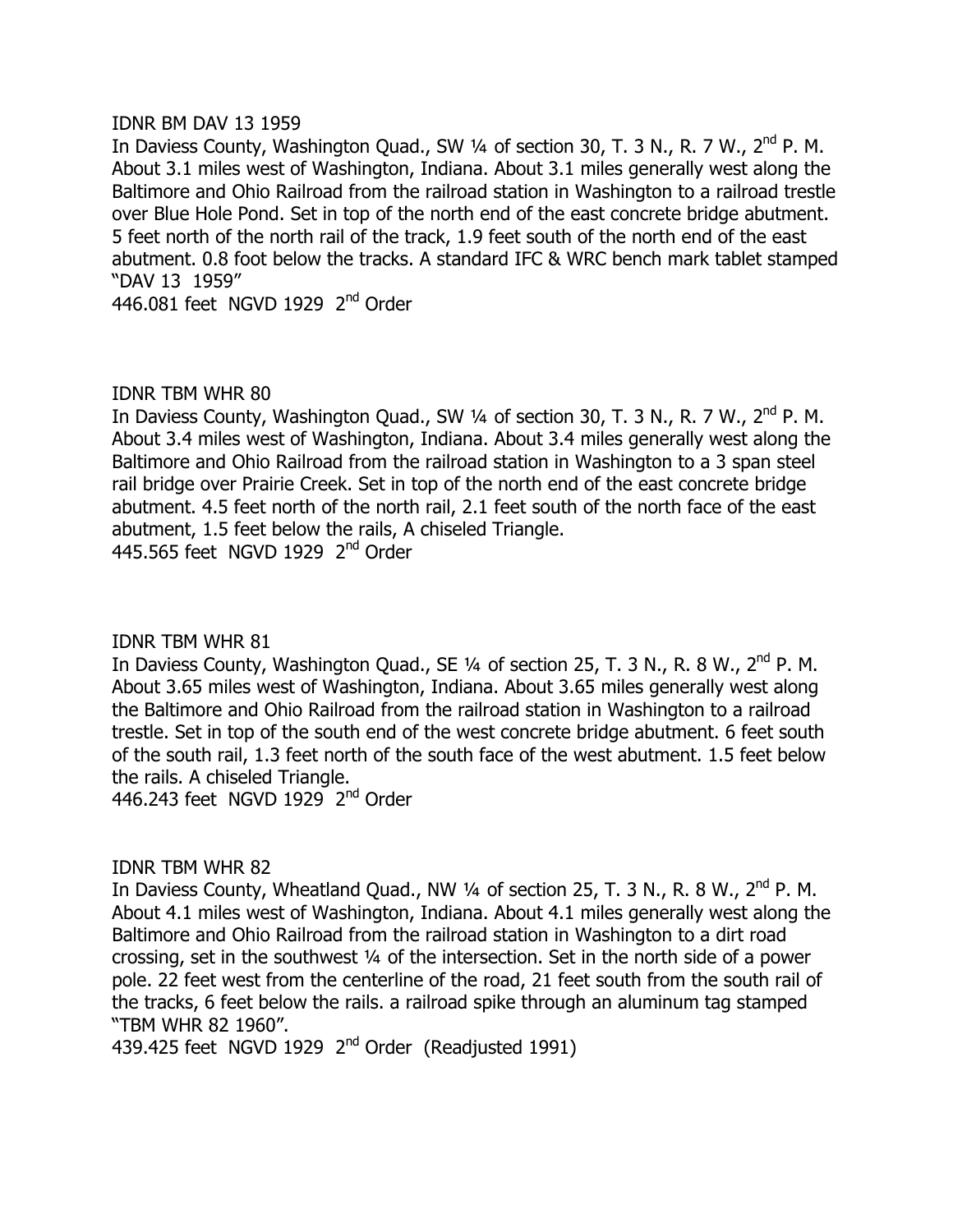IDNR BM DAV 13 1959

In Daviess County, Washington Quad., SW ¼ of section 30, T. 3 N., R. 7 W., 2nd P. M. About 3.1 miles west of Washington, Indiana. About 3.1 miles generally west along the Baltimore and Ohio Railroad from the railroad station in Washington to a railroad trestle over Blue Hole Pond. Set in top of the north end of the east concrete bridge abutment. 5 feet north of the north rail of the track, 1.9 feet south of the north end of the east abutment. 0.8 foot below the tracks. A standard IFC & WRC bench mark tablet stamped "DAV 13 1959"

446.081 feet NGVD 1929 2nd Order

IDNR TBM WHR 80

In Daviess County, Washington Quad., SW ¼ of section 30, T. 3 N., R. 7 W., 2nd P. M. About 3.4 miles west of Washington, Indiana. About 3.4 miles generally west along the Baltimore and Ohio Railroad from the railroad station in Washington to a 3 span steel rail bridge over Prairie Creek. Set in top of the north end of the east concrete bridge abutment. 4.5 feet north of the north rail, 2.1 feet south of the north face of the east abutment, 1.5 feet below the rails, A chiseled Triangle.

445.565 feet NGVD 1929 2nd Order

IDNR TBM WHR 81

In Daviess County, Washington Quad., SE ¼ of section 25, T. 3 N., R. 8 W., 2nd P. M. About 3.65 miles west of Washington, Indiana. About 3.65 miles generally west along the Baltimore and Ohio Railroad from the railroad station in Washington to a railroad trestle. Set in top of the south end of the west concrete bridge abutment. 6 feet south of the south rail, 1.3 feet north of the south face of the west abutment. 1.5 feet below the rails. A chiseled Triangle.

446.243 feet NGVD 1929 2nd Order

IDNR TBM WHR 82

In Daviess County, Wheatland Quad., NW ¼ of section 25, T. 3 N., R. 8 W., 2nd P. M. About 4.1 miles west of Washington, Indiana. About 4.1 miles generally west along the Baltimore and Ohio Railroad from the railroad station in Washington to a dirt road crossing, set in the southwest ¼ of the intersection. Set in the north side of a power pole. 22 feet west from the centerline of the road, 21 feet south from the south rail of the tracks, 6 feet below the rails. a railroad spike through an aluminum tag stamped "TBM WHR 82 1960".

439.425 feet NGVD 1929 2nd Order (Readjusted 1991)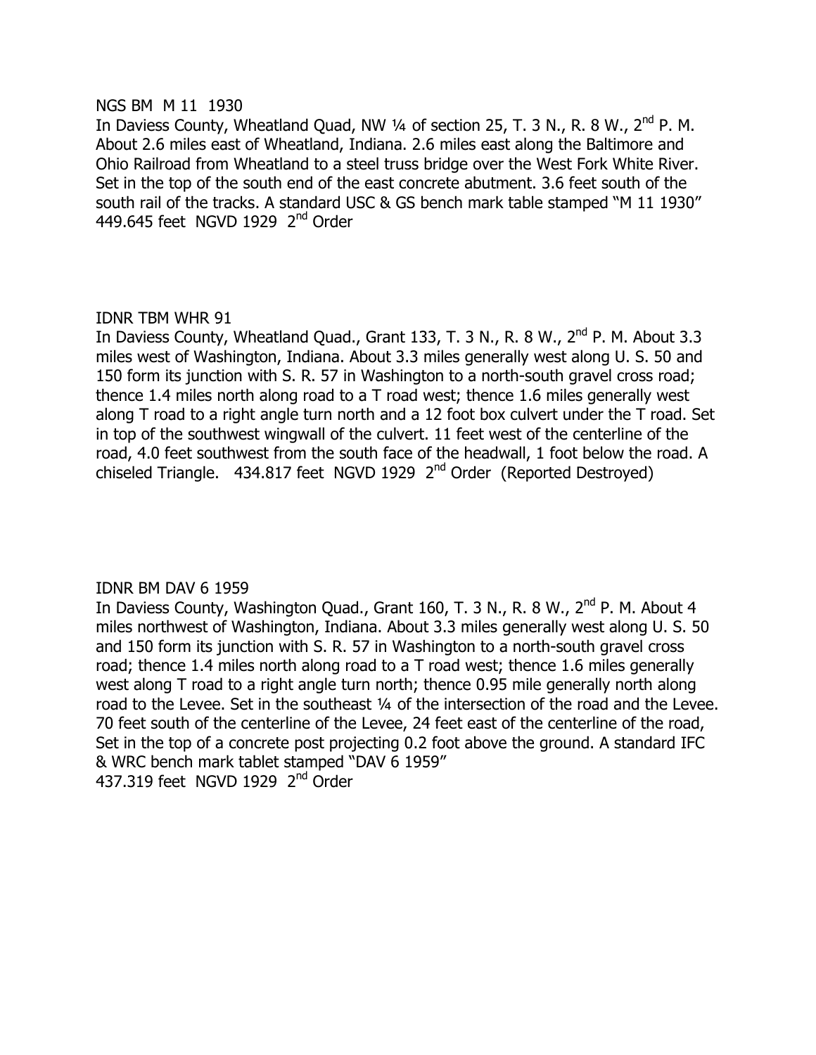NGS BM M 11 1930

In Daviess County, Wheatland Quad, NW ¼ of section 25, T. 3 N., R. 8 W., 2nd P. M. About 2.6 miles east of Wheatland, Indiana. 2.6 miles east along the Baltimore and Ohio Railroad from Wheatland to a steel truss bridge over the West Fork White River. Set in the top of the south end of the east concrete abutment. 3.6 feet south of the south rail of the tracks. A standard USC & GS bench mark table stamped "M 11 1930"
449.645 feet NGVD 1929 2nd Order

IDNR TBM WHR 91

In Daviess County, Wheatland Quad., Grant 133, T. 3 N., R. 8 W., 2nd P. M. About 3.3 miles west of Washington, Indiana. About 3.3 miles generally west along U. S. 50 and 150 form its junction with S. R. 57 in Washington to a north-south gravel cross road; thence 1.4 miles north along road to a T road west; thence 1.6 miles generally west along T road to a right angle turn north and a 12 foot box culvert under the T road. Set in top of the southwest wingwall of the culvert. 11 feet west of the centerline of the road, 4.0 feet southwest from the south face of the headwall, 1 foot below the road. A chiseled Triangle. 434.817 feet NGVD 1929 2nd Order (Reported Destroyed)

IDNR BM DAV 6 1959

In Daviess County, Washington Quad., Grant 160, T. 3 N., R. 8 W., 2nd P. M. About 4 miles northwest of Washington, Indiana. About 3.3 miles generally west along U. S. 50 and 150 form its junction with S. R. 57 in Washington to a north-south gravel cross road; thence 1.4 miles north along road to a T road west; thence 1.6 miles generally west along T road to a right angle turn north; thence 0.95 mile generally north along road to the Levee. Set in the southeast ¼ of the intersection of the road and the Levee. 70 feet south of the centerline of the Levee, 24 feet east of the centerline of the road, Set in the top of a concrete post projecting 0.2 foot above the ground. A standard IFC & WRC bench mark tablet stamped "DAV 6 1959"
437.319 feet NGVD 1929 2nd Order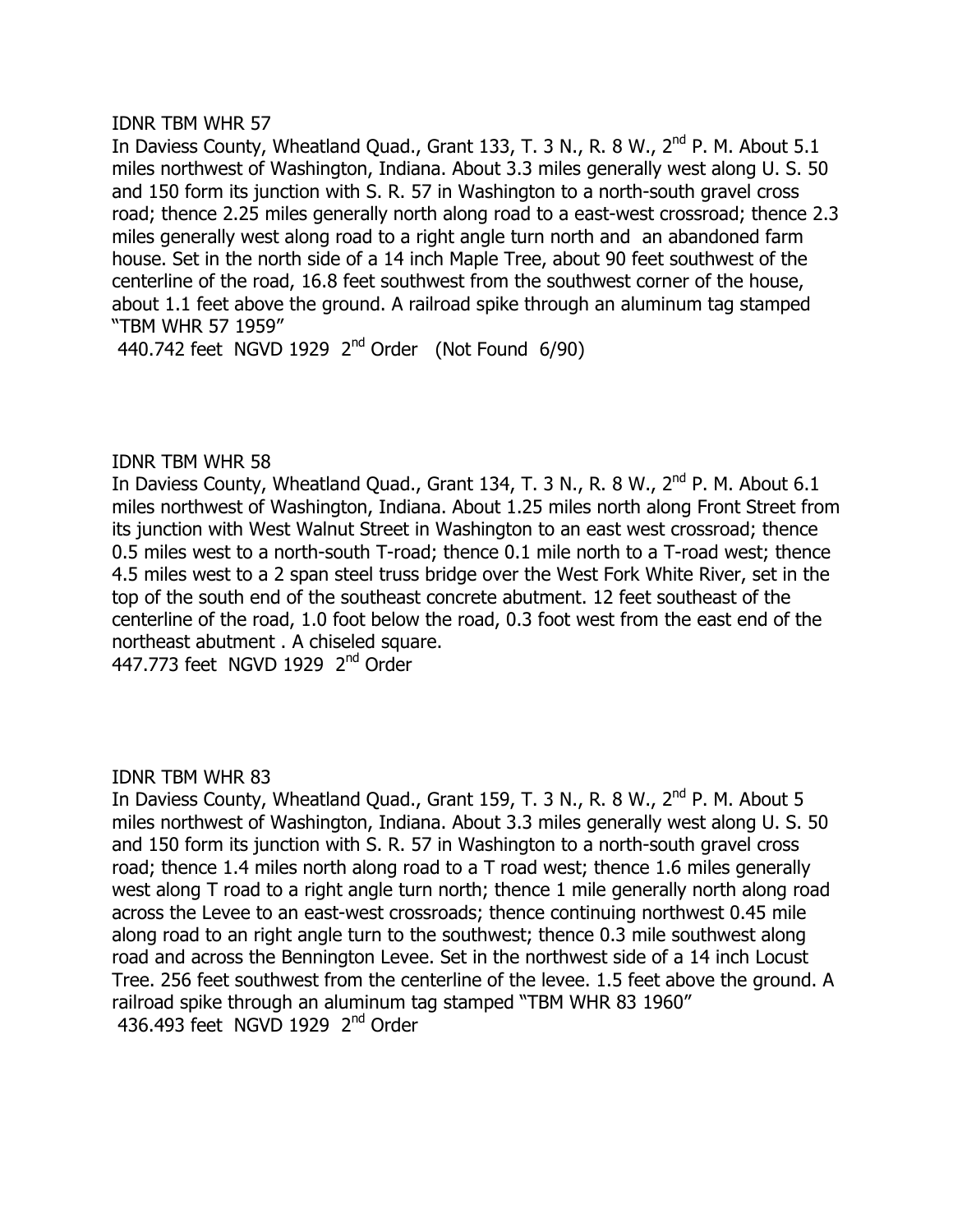IDNR TBM WHR 57

In Daviess County, Wheatland Quad., Grant 133, T. 3 N., R. 8 W., 2nd P. M. About 5.1 miles northwest of Washington, Indiana. About 3.3 miles generally west along U. S. 50 and 150 form its junction with S. R. 57 in Washington to a north-south gravel cross road; thence 2.25 miles generally north along road to a east-west crossroad; thence 2.3 miles generally west along road to a right angle turn north and an abandoned farm house. Set in the north side of a 14 inch Maple Tree, about 90 feet southwest of the centerline of the road, 16.8 feet southwest from the southwest corner of the house, about 1.1 feet above the ground. A railroad spike through an aluminum tag stamped "TBM WHR 57 1959"

440.742 feet NGVD 1929 2nd Order (Not Found 6/90)

IDNR TBM WHR 58

In Daviess County, Wheatland Quad., Grant 134, T. 3 N., R. 8 W., 2nd P. M. About 6.1 miles northwest of Washington, Indiana. About 1.25 miles north along Front Street from its junction with West Walnut Street in Washington to an east west crossroad; thence 0.5 miles west to a north-south T-road; thence 0.1 mile north to a T-road west; thence 4.5 miles west to a 2 span steel truss bridge over the West Fork White River, set in the top of the south end of the southeast concrete abutment. 12 feet southeast of the centerline of the road, 1.0 foot below the road, 0.3 foot west from the east end of the northeast abutment . A chiseled square.

447.773 feet NGVD 1929 2nd Order

IDNR TBM WHR 83

In Daviess County, Wheatland Quad., Grant 159, T. 3 N., R. 8 W., 2nd P. M. About 5 miles northwest of Washington, Indiana. About 3.3 miles generally west along U. S. 50 and 150 form its junction with S. R. 57 in Washington to a north-south gravel cross road; thence 1.4 miles north along road to a T road west; thence 1.6 miles generally west along T road to a right angle turn north; thence 1 mile generally north along road across the Levee to an east-west crossroads; thence continuing northwest 0.45 mile along road to an right angle turn to the southwest; thence 0.3 mile southwest along road and across the Bennington Levee. Set in the northwest side of a 14 inch Locust Tree. 256 feet southwest from the centerline of the levee. 1.5 feet above the ground. A railroad spike through an aluminum tag stamped "TBM WHR 83 1960"

436.493 feet NGVD 1929 2nd Order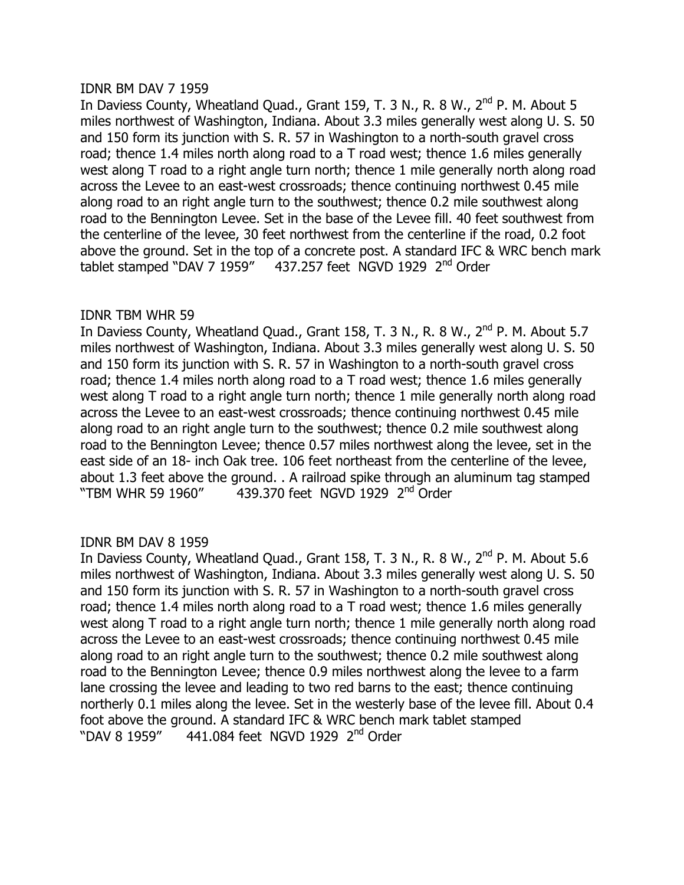IDNR BM DAV 7 1959

In Daviess County, Wheatland Quad., Grant 159, T. 3 N., R. 8 W., 2nd P. M. About 5 miles northwest of Washington, Indiana. About 3.3 miles generally west along U. S. 50 and 150 form its junction with S. R. 57 in Washington to a north-south gravel cross road; thence 1.4 miles north along road to a T road west; thence 1.6 miles generally west along T road to a right angle turn north; thence 1 mile generally north along road across the Levee to an east-west crossroads; thence continuing northwest 0.45 mile along road to an right angle turn to the southwest; thence 0.2 mile southwest along road to the Bennington Levee. Set in the base of the Levee fill. 40 feet southwest from the centerline of the levee, 30 feet northwest from the centerline if the road, 0.2 foot above the ground. Set in the top of a concrete post. A standard IFC & WRC bench mark tablet stamped "DAV 7 1959" 437.257 feet NGVD 1929 2nd Order

IDNR TBM WHR 59

In Daviess County, Wheatland Quad., Grant 158, T. 3 N., R. 8 W., 2nd P. M. About 5.7 miles northwest of Washington, Indiana. About 3.3 miles generally west along U. S. 50 and 150 form its junction with S. R. 57 in Washington to a north-south gravel cross road; thence 1.4 miles north along road to a T road west; thence 1.6 miles generally west along T road to a right angle turn north; thence 1 mile generally north along road across the Levee to an east-west crossroads; thence continuing northwest 0.45 mile along road to an right angle turn to the southwest; thence 0.2 mile southwest along road to the Bennington Levee; thence 0.57 miles northwest along the levee, set in the east side of an 18- inch Oak tree. 106 feet northeast from the centerline of the levee, about 1.3 feet above the ground. . A railroad spike through an aluminum tag stamped "TBM WHR 59 1960" 439.370 feet NGVD 1929 2nd Order

IDNR BM DAV 8 1959

In Daviess County, Wheatland Quad., Grant 158, T. 3 N., R. 8 W., 2nd P. M. About 5.6 miles northwest of Washington, Indiana. About 3.3 miles generally west along U. S. 50 and 150 form its junction with S. R. 57 in Washington to a north-south gravel cross road; thence 1.4 miles north along road to a T road west; thence 1.6 miles generally west along T road to a right angle turn north; thence 1 mile generally north along road across the Levee to an east-west crossroads; thence continuing northwest 0.45 mile along road to an right angle turn to the southwest; thence 0.2 mile southwest along road to the Bennington Levee; thence 0.9 miles northwest along the levee to a farm lane crossing the levee and leading to two red barns to the east; thence continuing northerly 0.1 miles along the levee. Set in the westerly base of the levee fill. About 0.4 foot above the ground. A standard IFC & WRC bench mark tablet stamped "DAV 8 1959" 441.084 feet NGVD 1929 2nd Order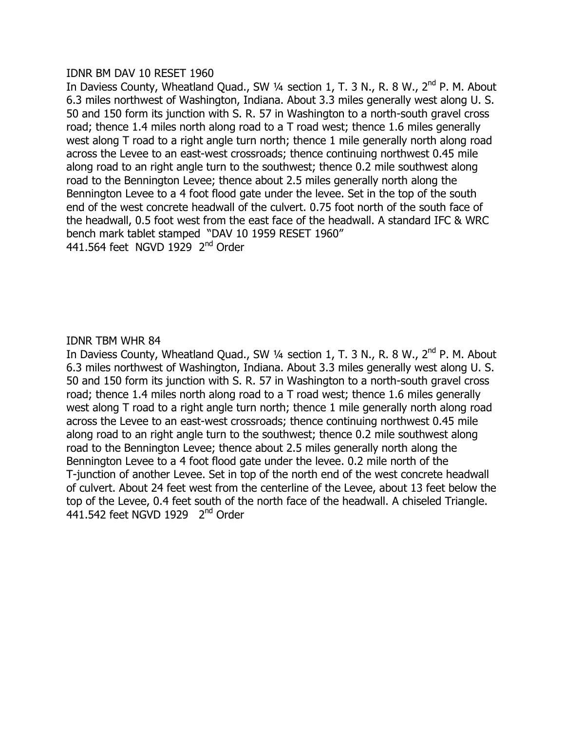IDNR BM DAV 10 RESET 1960

In Daviess County, Wheatland Quad., SW ¼ section 1, T. 3 N., R. 8 W., 2nd P. M. About 6.3 miles northwest of Washington, Indiana. About 3.3 miles generally west along U. S. 50 and 150 form its junction with S. R. 57 in Washington to a north-south gravel cross road; thence 1.4 miles north along road to a T road west; thence 1.6 miles generally west along T road to a right angle turn north; thence 1 mile generally north along road across the Levee to an east-west crossroads; thence continuing northwest 0.45 mile along road to an right angle turn to the southwest; thence 0.2 mile southwest along road to the Bennington Levee; thence about 2.5 miles generally north along the Bennington Levee to a 4 foot flood gate under the levee. Set in the top of the south end of the west concrete headwall of the culvert. 0.75 foot north of the south face of the headwall, 0.5 foot west from the east face of the headwall. A standard IFC & WRC bench mark tablet stamped "DAV 10 1959 RESET 1960"

441.564 feet NGVD 1929 2nd Order

IDNR TBM WHR 84

In Daviess County, Wheatland Quad., SW ¼ section 1, T. 3 N., R. 8 W., 2nd P. M. About 6.3 miles northwest of Washington, Indiana. About 3.3 miles generally west along U. S. 50 and 150 form its junction with S. R. 57 in Washington to a north-south gravel cross road; thence 1.4 miles north along road to a T road west; thence 1.6 miles generally west along T road to a right angle turn north; thence 1 mile generally north along road across the Levee to an east-west crossroads; thence continuing northwest 0.45 mile along road to an right angle turn to the southwest; thence 0.2 mile southwest along road to the Bennington Levee; thence about 2.5 miles generally north along the Bennington Levee to a 4 foot flood gate under the levee. 0.2 mile north of the T-junction of another Levee. Set in top of the north end of the west concrete headwall of culvert. About 24 feet west from the centerline of the Levee, about 13 feet below the top of the Levee, 0.4 feet south of the north face of the headwall. A chiseled Triangle.

441.542 feet NGVD 1929 2nd Order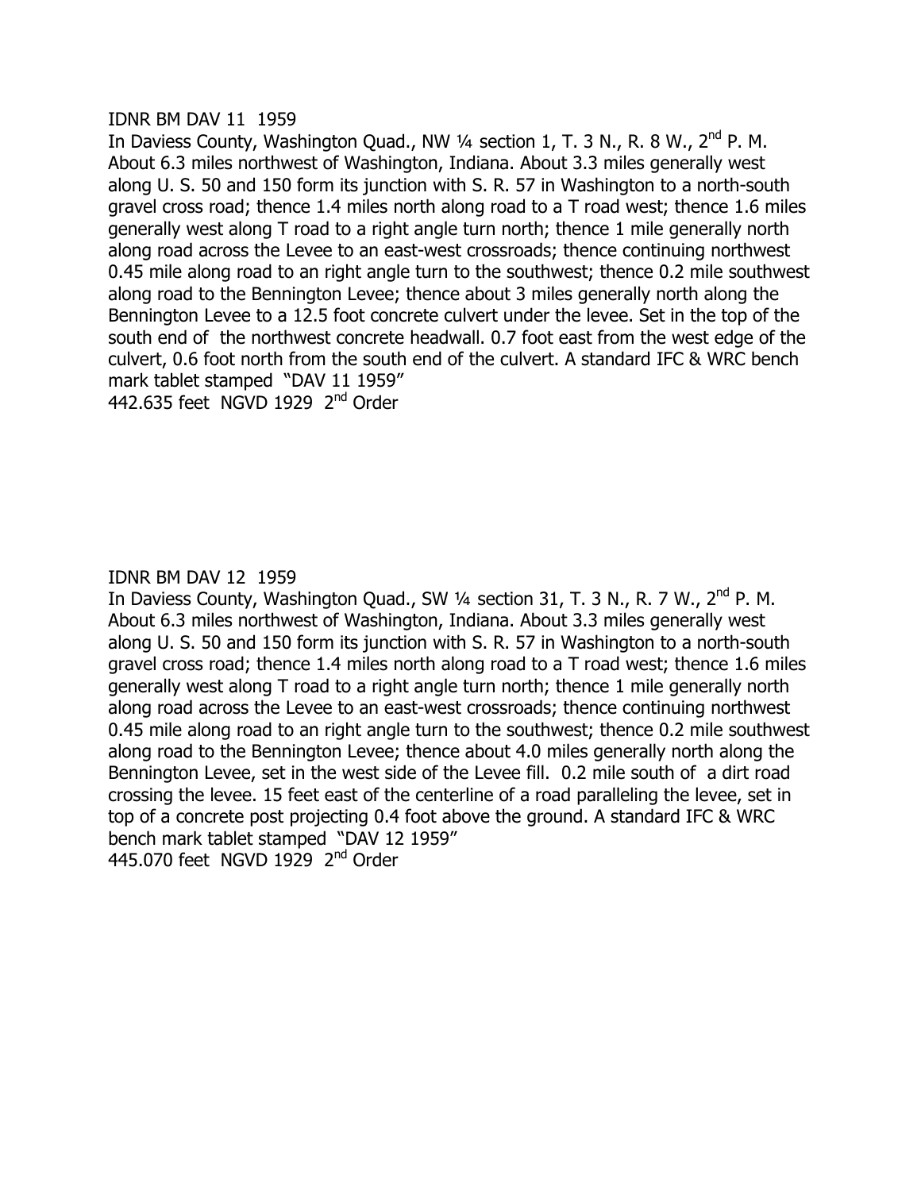IDNR BM DAV 11 1959

In Daviess County, Washington Quad., NW ¼ section 1, T. 3 N., R. 8 W., 2nd P. M. About 6.3 miles northwest of Washington, Indiana. About 3.3 miles generally west along U. S. 50 and 150 form its junction with S. R. 57 in Washington to a north-south gravel cross road; thence 1.4 miles north along road to a T road west; thence 1.6 miles generally west along T road to a right angle turn north; thence 1 mile generally north along road across the Levee to an east-west crossroads; thence continuing northwest 0.45 mile along road to an right angle turn to the southwest; thence 0.2 mile southwest along road to the Bennington Levee; thence about 3 miles generally north along the Bennington Levee to a 12.5 foot concrete culvert under the levee. Set in the top of the south end of the northwest concrete headwall. 0.7 foot east from the west edge of the culvert, 0.6 foot north from the south end of the culvert. A standard IFC & WRC bench mark tablet stamped "DAV 11 1959"

442.635 feet NGVD 1929 2nd Order

IDNR BM DAV 12 1959

In Daviess County, Washington Quad., SW ¼ section 31, T. 3 N., R. 7 W., 2nd P. M. About 6.3 miles northwest of Washington, Indiana. About 3.3 miles generally west along U. S. 50 and 150 form its junction with S. R. 57 in Washington to a north-south gravel cross road; thence 1.4 miles north along road to a T road west; thence 1.6 miles generally west along T road to a right angle turn north; thence 1 mile generally north along road across the Levee to an east-west crossroads; thence continuing northwest 0.45 mile along road to an right angle turn to the southwest; thence 0.2 mile southwest along road to the Bennington Levee; thence about 4.0 miles generally north along the Bennington Levee, set in the west side of the Levee fill. 0.2 mile south of a dirt road crossing the levee. 15 feet east of the centerline of a road paralleling the levee, set in top of a concrete post projecting 0.4 foot above the ground. A standard IFC & WRC bench mark tablet stamped "DAV 12 1959"

445.070 feet NGVD 1929 2nd Order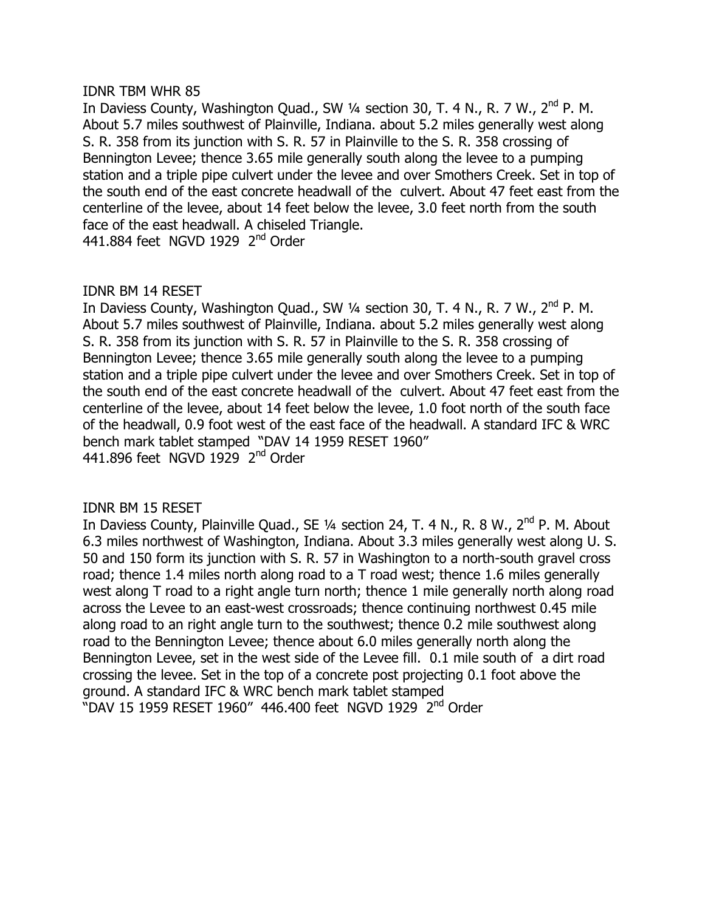IDNR TBM WHR 85

In Daviess County, Washington Quad., SW ¼ section 30, T. 4 N., R. 7 W., 2nd P. M. About 5.7 miles southwest of Plainville, Indiana. about 5.2 miles generally west along S. R. 358 from its junction with S. R. 57 in Plainville to the S. R. 358 crossing of Bennington Levee; thence 3.65 mile generally south along the levee to a pumping station and a triple pipe culvert under the levee and over Smothers Creek. Set in top of the south end of the east concrete headwall of the culvert. About 47 feet east from the centerline of the levee, about 14 feet below the levee, 3.0 feet north from the south face of the east headwall. A chiseled Triangle.
441.884 feet NGVD 1929 2nd Order

IDNR BM 14 RESET

In Daviess County, Washington Quad., SW ¼ section 30, T. 4 N., R. 7 W., 2nd P. M. About 5.7 miles southwest of Plainville, Indiana. about 5.2 miles generally west along S. R. 358 from its junction with S. R. 57 in Plainville to the S. R. 358 crossing of Bennington Levee; thence 3.65 mile generally south along the levee to a pumping station and a triple pipe culvert under the levee and over Smothers Creek. Set in top of the south end of the east concrete headwall of the culvert. About 47 feet east from the centerline of the levee, about 14 feet below the levee, 1.0 foot north of the south face of the headwall, 0.9 foot west of the east face of the headwall. A standard IFC & WRC bench mark tablet stamped "DAV 14 1959 RESET 1960"
441.896 feet NGVD 1929 2nd Order

IDNR BM 15 RESET

In Daviess County, Plainville Quad., SE ¼ section 24, T. 4 N., R. 8 W., 2nd P. M. About 6.3 miles northwest of Washington, Indiana. About 3.3 miles generally west along U. S. 50 and 150 form its junction with S. R. 57 in Washington to a north-south gravel cross road; thence 1.4 miles north along road to a T road west; thence 1.6 miles generally west along T road to a right angle turn north; thence 1 mile generally north along road across the Levee to an east-west crossroads; thence continuing northwest 0.45 mile along road to an right angle turn to the southwest; thence 0.2 mile southwest along road to the Bennington Levee; thence about 6.0 miles generally north along the Bennington Levee, set in the west side of the Levee fill. 0.1 mile south of a dirt road crossing the levee. Set in the top of a concrete post projecting 0.1 foot above the ground. A standard IFC & WRC bench mark tablet stamped
"DAV 15 1959 RESET 1960" 446.400 feet NGVD 1929 2nd Order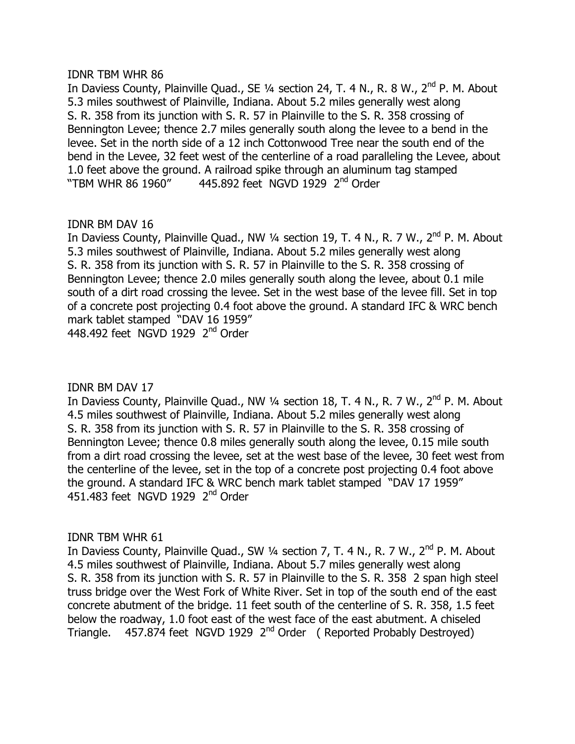IDNR TBM WHR 86

In Daviess County, Plainville Quad., SE ¼ section 24, T. 4 N., R. 8 W., 2nd P. M. About 5.3 miles southwest of Plainville, Indiana. About 5.2 miles generally west along S. R. 358 from its junction with S. R. 57 in Plainville to the S. R. 358 crossing of Bennington Levee; thence 2.7 miles generally south along the levee to a bend in the levee. Set in the north side of a 12 inch Cottonwood Tree near the south end of the bend in the Levee, 32 feet west of the centerline of a road paralleling the Levee, about 1.0 feet above the ground. A railroad spike through an aluminum tag stamped "TBM WHR 86 1960"     445.892 feet NGVD 1929 2nd Order

IDNR BM DAV 16

In Daviess County, Plainville Quad., NW ¼ section 19, T. 4 N., R. 7 W., 2nd P. M. About 5.3 miles southwest of Plainville, Indiana. About 5.2 miles generally west along S. R. 358 from its junction with S. R. 57 in Plainville to the S. R. 358 crossing of Bennington Levee; thence 2.0 miles generally south along the levee, about 0.1 mile south of a dirt road crossing the levee. Set in the west base of the levee fill. Set in top of a concrete post projecting 0.4 foot above the ground. A standard IFC & WRC bench mark tablet stamped "DAV 16 1959"
448.492 feet NGVD 1929 2nd Order

IDNR BM DAV 17

In Daviess County, Plainville Quad., NW ¼ section 18, T. 4 N., R. 7 W., 2nd P. M. About 4.5 miles southwest of Plainville, Indiana. About 5.2 miles generally west along S. R. 358 from its junction with S. R. 57 in Plainville to the S. R. 358 crossing of Bennington Levee; thence 0.8 miles generally south along the levee, 0.15 mile south from a dirt road crossing the levee, set at the west base of the levee, 30 feet west from the centerline of the levee, set in the top of a concrete post projecting 0.4 foot above the ground. A standard IFC & WRC bench mark tablet stamped "DAV 17 1959"
451.483 feet NGVD 1929 2nd Order

IDNR TBM WHR 61

In Daviess County, Plainville Quad., SW ¼ section 7, T. 4 N., R. 7 W., 2nd P. M. About 4.5 miles southwest of Plainville, Indiana. About 5.7 miles generally west along S. R. 358 from its junction with S. R. 57 in Plainville to the S. R. 358 2 span high steel truss bridge over the West Fork of White River. Set in top of the south end of the east concrete abutment of the bridge. 11 feet south of the centerline of S. R. 358, 1.5 feet below the roadway, 1.0 foot east of the west face of the east abutment. A chiseled Triangle.   457.874 feet NGVD 1929 2nd Order  ( Reported Probably Destroyed)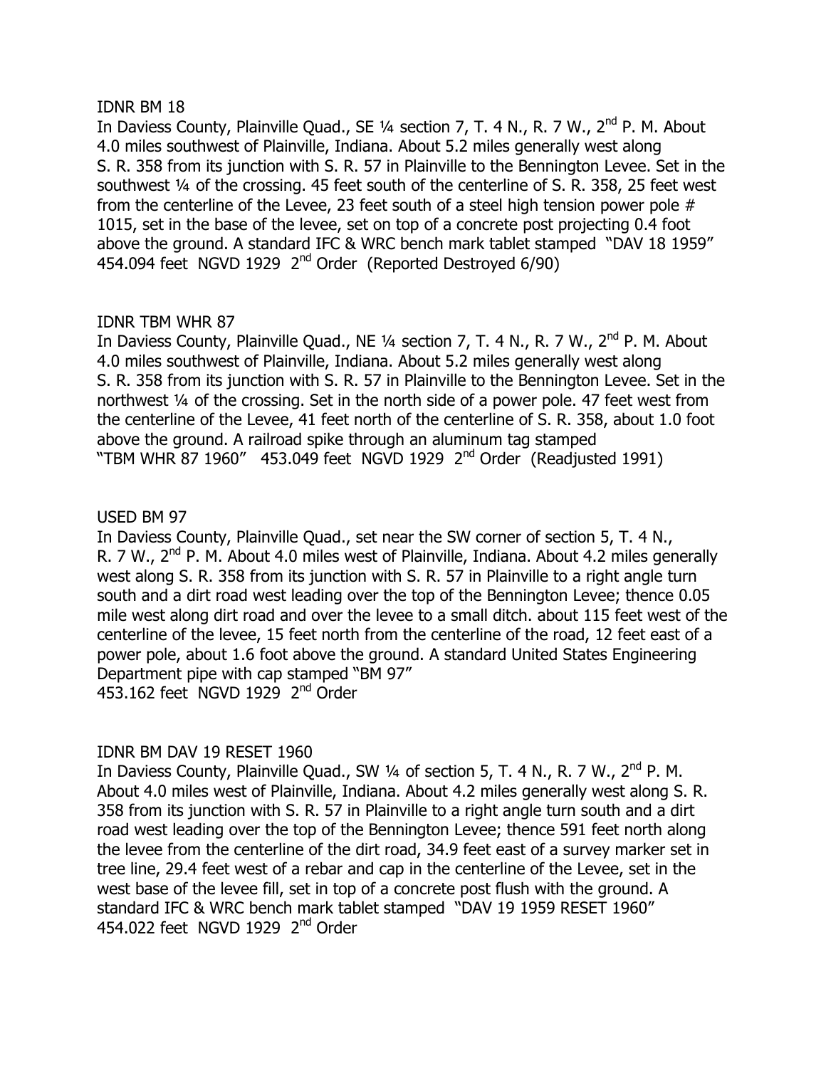IDNR BM 18

In Daviess County, Plainville Quad., SE ¼ section 7, T. 4 N., R. 7 W., 2nd P. M. About 4.0 miles southwest of Plainville, Indiana. About 5.2 miles generally west along S. R. 358 from its junction with S. R. 57 in Plainville to the Bennington Levee. Set in the southwest ¼ of the crossing. 45 feet south of the centerline of S. R. 358, 25 feet west from the centerline of the Levee, 23 feet south of a steel high tension power pole # 1015, set in the base of the levee, set on top of a concrete post projecting 0.4 foot above the ground. A standard IFC & WRC bench mark tablet stamped "DAV 18 1959"
454.094 feet NGVD 1929 2nd Order (Reported Destroyed 6/90)

IDNR TBM WHR 87

In Daviess County, Plainville Quad., NE ¼ section 7, T. 4 N., R. 7 W., 2nd P. M. About 4.0 miles southwest of Plainville, Indiana. About 5.2 miles generally west along S. R. 358 from its junction with S. R. 57 in Plainville to the Bennington Levee. Set in the northwest ¼ of the crossing. Set in the north side of a power pole. 47 feet west from the centerline of the Levee, 41 feet north of the centerline of S. R. 358, about 1.0 foot above the ground. A railroad spike through an aluminum tag stamped
"TBM WHR 87 1960" 453.049 feet NGVD 1929 2nd Order (Readjusted 1991)

USED BM 97

In Daviess County, Plainville Quad., set near the SW corner of section 5, T. 4 N., R. 7 W., 2nd P. M. About 4.0 miles west of Plainville, Indiana. About 4.2 miles generally west along S. R. 358 from its junction with S. R. 57 in Plainville to a right angle turn south and a dirt road west leading over the top of the Bennington Levee; thence 0.05 mile west along dirt road and over the levee to a small ditch. about 115 feet west of the centerline of the levee, 15 feet north from the centerline of the road, 12 feet east of a power pole, about 1.6 foot above the ground. A standard United States Engineering Department pipe with cap stamped "BM 97"
453.162 feet NGVD 1929 2nd Order

IDNR BM DAV 19 RESET 1960

In Daviess County, Plainville Quad., SW ¼ of section 5, T. 4 N., R. 7 W., 2nd P. M. About 4.0 miles west of Plainville, Indiana. About 4.2 miles generally west along S. R. 358 from its junction with S. R. 57 in Plainville to a right angle turn south and a dirt road west leading over the top of the Bennington Levee; thence 591 feet north along the levee from the centerline of the dirt road, 34.9 feet east of a survey marker set in tree line, 29.4 feet west of a rebar and cap in the centerline of the Levee, set in the west base of the levee fill, set in top of a concrete post flush with the ground. A standard IFC & WRC bench mark tablet stamped "DAV 19 1959 RESET 1960"
454.022 feet NGVD 1929 2nd Order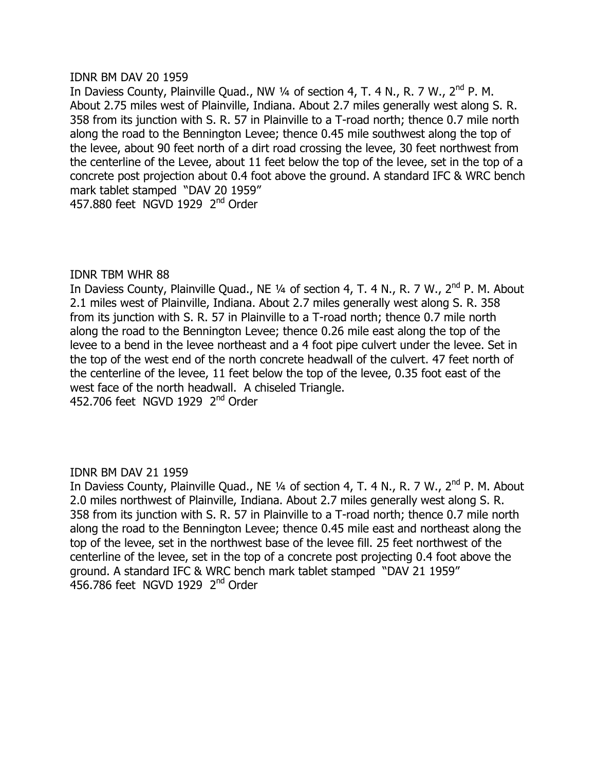IDNR BM DAV 20 1959

In Daviess County, Plainville Quad., NW ¼ of section 4, T. 4 N., R. 7 W., 2nd P. M. About 2.75 miles west of Plainville, Indiana. About 2.7 miles generally west along S. R. 358 from its junction with S. R. 57 in Plainville to a T-road north; thence 0.7 mile north along the road to the Bennington Levee; thence 0.45 mile southwest along the top of the levee, about 90 feet north of a dirt road crossing the levee, 30 feet northwest from the centerline of the Levee, about 11 feet below the top of the levee, set in the top of a concrete post projection about 0.4 foot above the ground. A standard IFC & WRC bench mark tablet stamped "DAV 20 1959"

457.880 feet NGVD 1929 2nd Order

IDNR TBM WHR 88

In Daviess County, Plainville Quad., NE ¼ of section 4, T. 4 N., R. 7 W., 2nd P. M. About 2.1 miles west of Plainville, Indiana. About 2.7 miles generally west along S. R. 358 from its junction with S. R. 57 in Plainville to a T-road north; thence 0.7 mile north along the road to the Bennington Levee; thence 0.26 mile east along the top of the levee to a bend in the levee northeast and a 4 foot pipe culvert under the levee. Set in the top of the west end of the north concrete headwall of the culvert. 47 feet north of the centerline of the levee, 11 feet below the top of the levee, 0.35 foot east of the west face of the north headwall. A chiseled Triangle.

452.706 feet NGVD 1929 2nd Order

IDNR BM DAV 21 1959

In Daviess County, Plainville Quad., NE ¼ of section 4, T. 4 N., R. 7 W., 2nd P. M. About 2.0 miles northwest of Plainville, Indiana. About 2.7 miles generally west along S. R. 358 from its junction with S. R. 57 in Plainville to a T-road north; thence 0.7 mile north along the road to the Bennington Levee; thence 0.45 mile east and northeast along the top of the levee, set in the northwest base of the levee fill. 25 feet northwest of the centerline of the levee, set in the top of a concrete post projecting 0.4 foot above the ground. A standard IFC & WRC bench mark tablet stamped "DAV 21 1959"

456.786 feet NGVD 1929 2nd Order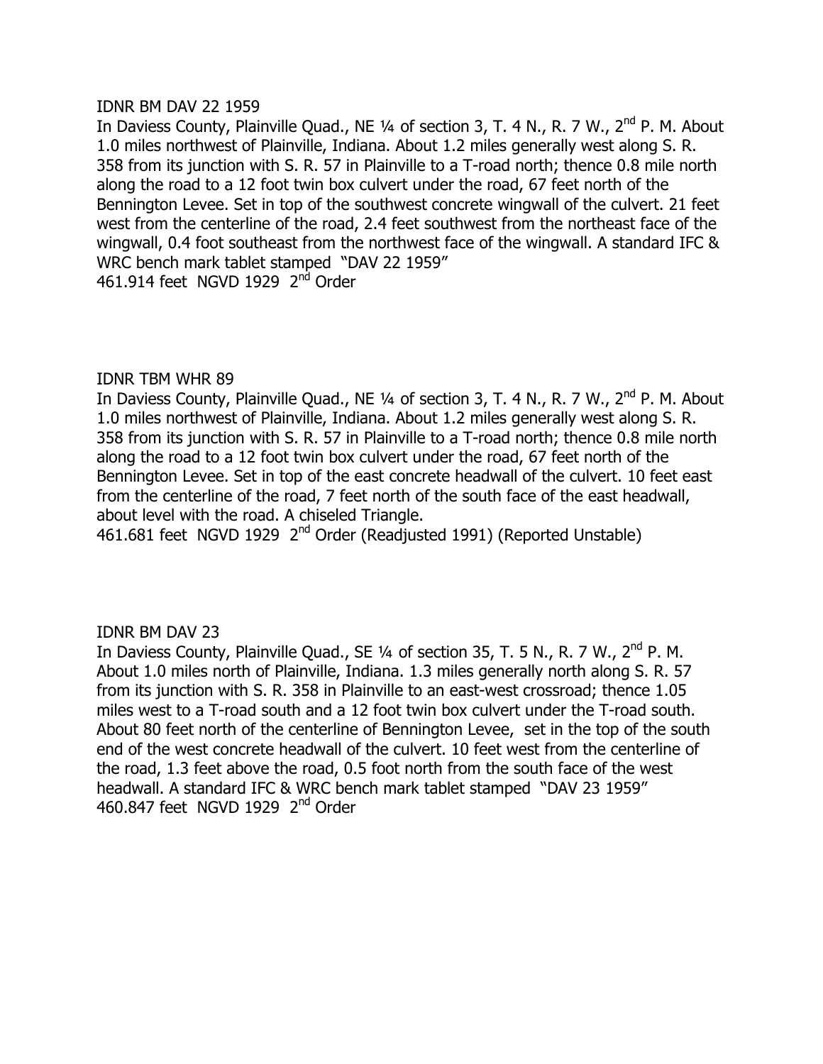IDNR BM DAV 22 1959

In Daviess County, Plainville Quad., NE ¼ of section 3, T. 4 N., R. 7 W., 2nd P. M. About 1.0 miles northwest of Plainville, Indiana. About 1.2 miles generally west along S. R. 358 from its junction with S. R. 57 in Plainville to a T-road north; thence 0.8 mile north along the road to a 12 foot twin box culvert under the road, 67 feet north of the Bennington Levee. Set in top of the southwest concrete wingwall of the culvert. 21 feet west from the centerline of the road, 2.4 feet southwest from the northeast face of the wingwall, 0.4 foot southeast from the northwest face of the wingwall. A standard IFC & WRC bench mark tablet stamped "DAV 22 1959"

461.914 feet NGVD 1929 2nd Order

IDNR TBM WHR 89

In Daviess County, Plainville Quad., NE ¼ of section 3, T. 4 N., R. 7 W., 2nd P. M. About 1.0 miles northwest of Plainville, Indiana. About 1.2 miles generally west along S. R. 358 from its junction with S. R. 57 in Plainville to a T-road north; thence 0.8 mile north along the road to a 12 foot twin box culvert under the road, 67 feet north of the Bennington Levee. Set in top of the east concrete headwall of the culvert. 10 feet east from the centerline of the road, 7 feet north of the south face of the east headwall, about level with the road. A chiseled Triangle.

461.681 feet NGVD 1929 2nd Order (Readjusted 1991) (Reported Unstable)

IDNR BM DAV 23

In Daviess County, Plainville Quad., SE ¼ of section 35, T. 5 N., R. 7 W., 2nd P. M. About 1.0 miles north of Plainville, Indiana. 1.3 miles generally north along S. R. 57 from its junction with S. R. 358 in Plainville to an east-west crossroad; thence 1.05 miles west to a T-road south and a 12 foot twin box culvert under the T-road south. About 80 feet north of the centerline of Bennington Levee, set in the top of the south end of the west concrete headwall of the culvert. 10 feet west from the centerline of the road, 1.3 feet above the road, 0.5 foot north from the south face of the west headwall. A standard IFC & WRC bench mark tablet stamped "DAV 23 1959"

460.847 feet NGVD 1929 2nd Order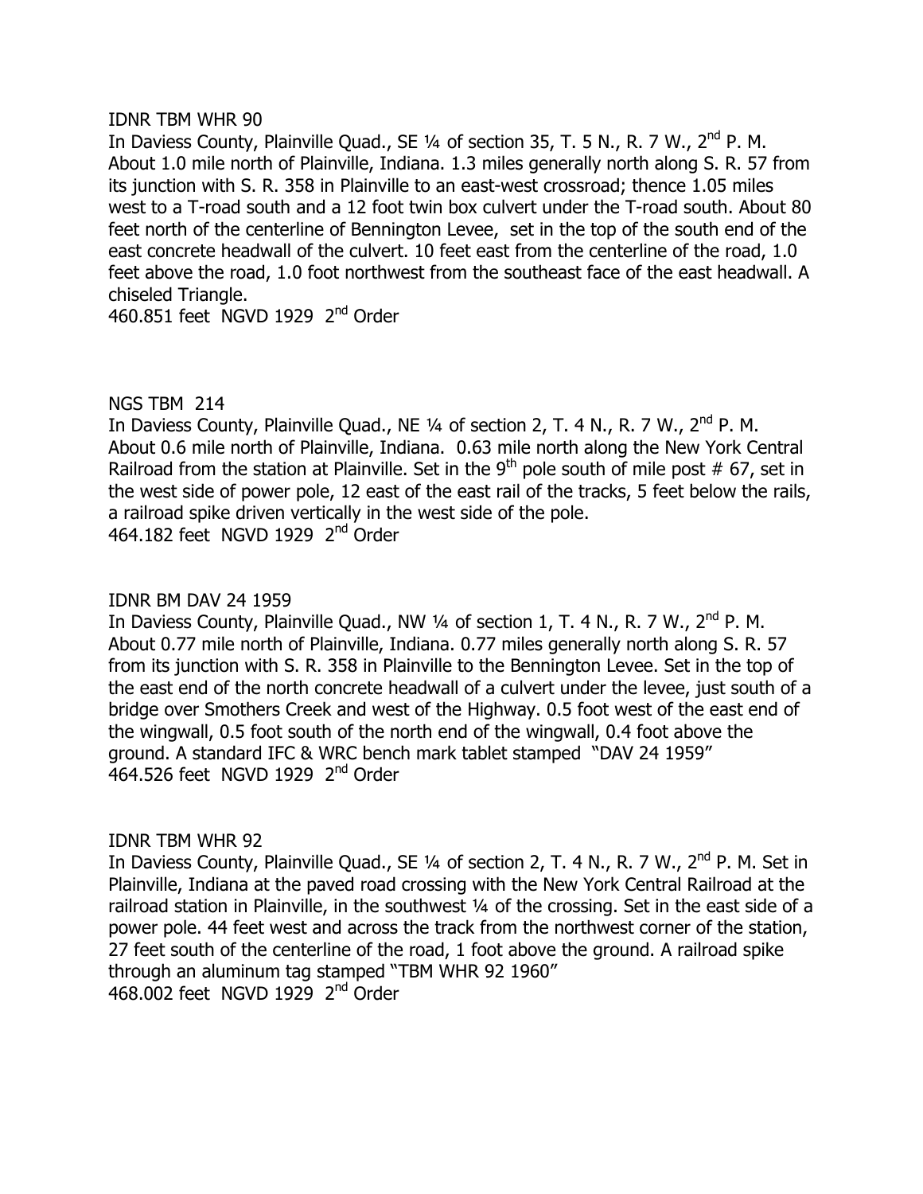IDNR TBM WHR 90

In Daviess County, Plainville Quad., SE ¼ of section 35, T. 5 N., R. 7 W., 2nd P. M. About 1.0 mile north of Plainville, Indiana. 1.3 miles generally north along S. R. 57 from its junction with S. R. 358 in Plainville to an east-west crossroad; thence 1.05 miles west to a T-road south and a 12 foot twin box culvert under the T-road south. About 80 feet north of the centerline of Bennington Levee, set in the top of the south end of the east concrete headwall of the culvert. 10 feet east from the centerline of the road, 1.0 feet above the road, 1.0 foot northwest from the southeast face of the east headwall. A chiseled Triangle.

460.851 feet NGVD 1929 2nd Order

NGS TBM 214

In Daviess County, Plainville Quad., NE ¼ of section 2, T. 4 N., R. 7 W., 2nd P. M. About 0.6 mile north of Plainville, Indiana. 0.63 mile north along the New York Central Railroad from the station at Plainville. Set in the 9th pole south of mile post # 67, set in the west side of power pole, 12 east of the east rail of the tracks, 5 feet below the rails, a railroad spike driven vertically in the west side of the pole.

464.182 feet NGVD 1929 2nd Order

IDNR BM DAV 24 1959

In Daviess County, Plainville Quad., NW ¼ of section 1, T. 4 N., R. 7 W., 2nd P. M. About 0.77 mile north of Plainville, Indiana. 0.77 miles generally north along S. R. 57 from its junction with S. R. 358 in Plainville to the Bennington Levee. Set in the top of the east end of the north concrete headwall of a culvert under the levee, just south of a bridge over Smothers Creek and west of the Highway. 0.5 foot west of the east end of the wingwall, 0.5 foot south of the north end of the wingwall, 0.4 foot above the ground. A standard IFC & WRC bench mark tablet stamped "DAV 24 1959"

464.526 feet NGVD 1929 2nd Order

IDNR TBM WHR 92

In Daviess County, Plainville Quad., SE ¼ of section 2, T. 4 N., R. 7 W., 2nd P. M. Set in Plainville, Indiana at the paved road crossing with the New York Central Railroad at the railroad station in Plainville, in the southwest ¼ of the crossing. Set in the east side of a power pole. 44 feet west and across the track from the northwest corner of the station, 27 feet south of the centerline of the road, 1 foot above the ground. A railroad spike through an aluminum tag stamped "TBM WHR 92 1960"

468.002 feet NGVD 1929 2nd Order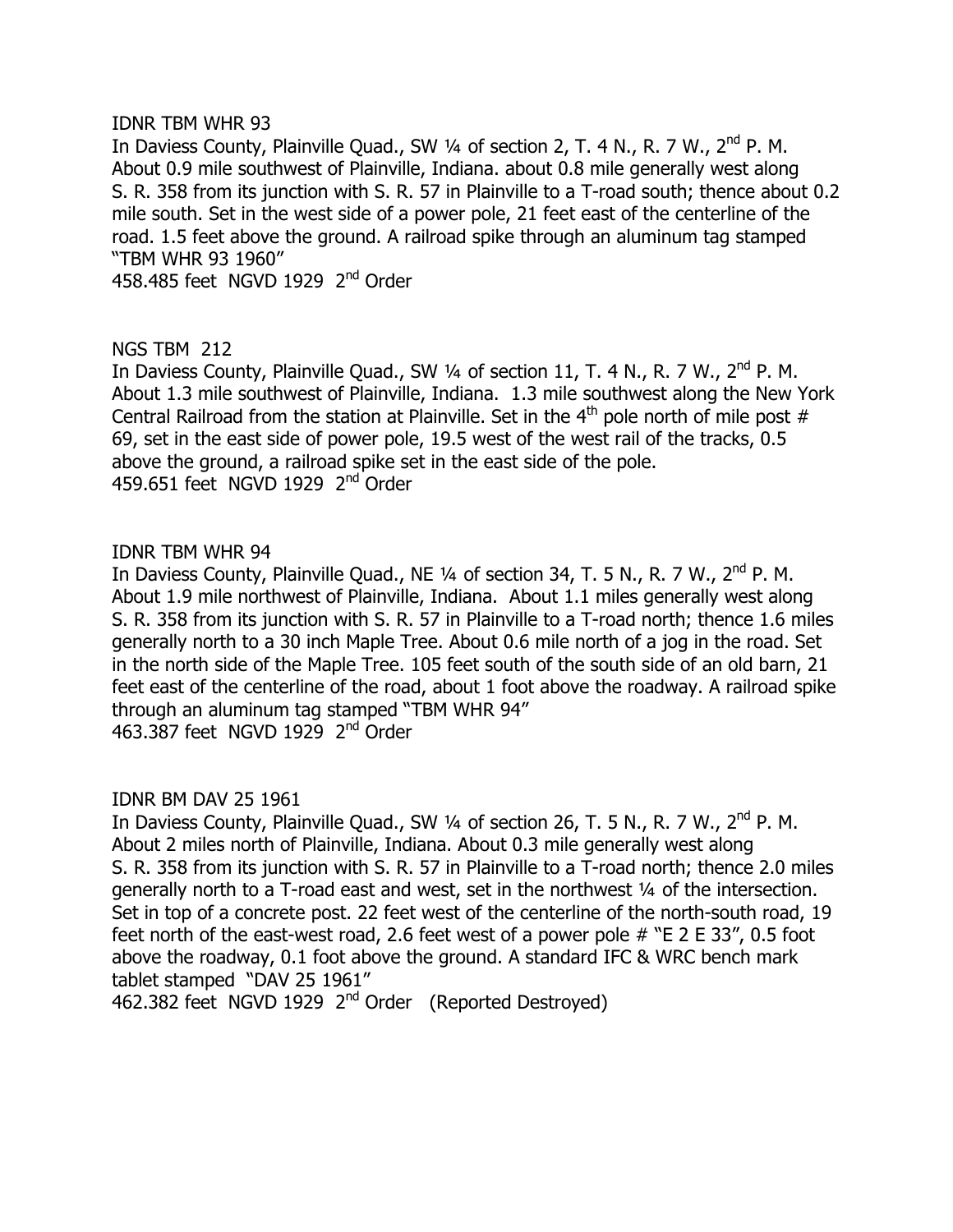IDNR TBM WHR 93
In Daviess County, Plainville Quad., SW ¼ of section 2, T. 4 N., R. 7 W., 2nd P. M. About 0.9 mile southwest of Plainville, Indiana. about 0.8 mile generally west along S. R. 358 from its junction with S. R. 57 in Plainville to a T-road south; thence about 0.2 mile south. Set in the west side of a power pole, 21 feet east of the centerline of the road. 1.5 feet above the ground. A railroad spike through an aluminum tag stamped "TBM WHR 93 1960"
458.485 feet NGVD 1929 2nd Order

NGS TBM 212
In Daviess County, Plainville Quad., SW ¼ of section 11, T. 4 N., R. 7 W., 2nd P. M. About 1.3 mile southwest of Plainville, Indiana. 1.3 mile southwest along the New York Central Railroad from the station at Plainville. Set in the 4th pole north of mile post # 69, set in the east side of power pole, 19.5 west of the west rail of the tracks, 0.5 above the ground, a railroad spike set in the east side of the pole.
459.651 feet NGVD 1929 2nd Order

IDNR TBM WHR 94
In Daviess County, Plainville Quad., NE ¼ of section 34, T. 5 N., R. 7 W., 2nd P. M. About 1.9 mile northwest of Plainville, Indiana. About 1.1 miles generally west along S. R. 358 from its junction with S. R. 57 in Plainville to a T-road north; thence 1.6 miles generally north to a 30 inch Maple Tree. About 0.6 mile north of a jog in the road. Set in the north side of the Maple Tree. 105 feet south of the south side of an old barn, 21 feet east of the centerline of the road, about 1 foot above the roadway. A railroad spike through an aluminum tag stamped "TBM WHR 94"
463.387 feet NGVD 1929 2nd Order

IDNR BM DAV 25 1961
In Daviess County, Plainville Quad., SW ¼ of section 26, T. 5 N., R. 7 W., 2nd P. M. About 2 miles north of Plainville, Indiana. About 0.3 mile generally west along S. R. 358 from its junction with S. R. 57 in Plainville to a T-road north; thence 2.0 miles generally north to a T-road east and west, set in the northwest ¼ of the intersection. Set in top of a concrete post. 22 feet west of the centerline of the north-south road, 19 feet north of the east-west road, 2.6 feet west of a power pole # "E 2 E 33", 0.5 foot above the roadway, 0.1 foot above the ground. A standard IFC & WRC bench mark tablet stamped "DAV 25 1961"
462.382 feet NGVD 1929 2nd Order (Reported Destroyed)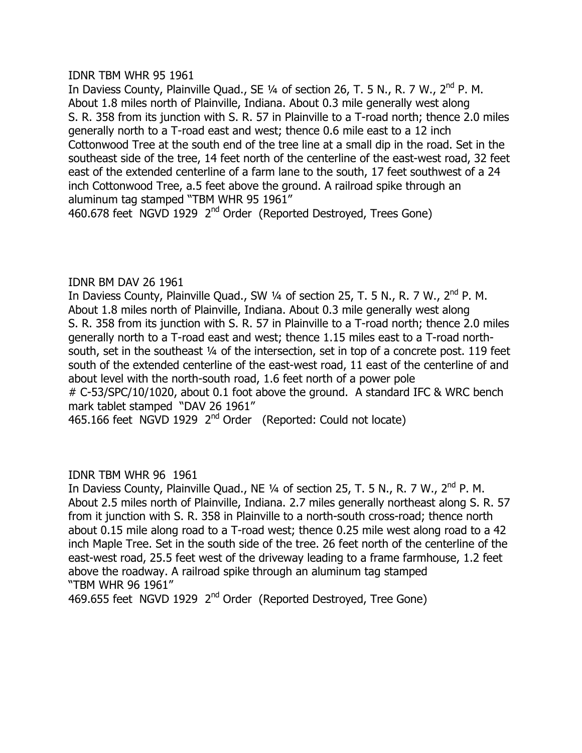IDNR TBM WHR 95 1961
In Daviess County, Plainville Quad., SE ¼ of section 26, T. 5 N., R. 7 W., 2nd P. M. About 1.8 miles north of Plainville, Indiana. About 0.3 mile generally west along S. R. 358 from its junction with S. R. 57 in Plainville to a T-road north; thence 2.0 miles generally north to a T-road east and west; thence 0.6 mile east to a 12 inch Cottonwood Tree at the south end of the tree line at a small dip in the road. Set in the southeast side of the tree, 14 feet north of the centerline of the east-west road, 32 feet east of the extended centerline of a farm lane to the south, 17 feet southwest of a 24 inch Cottonwood Tree, a.5 feet above the ground. A railroad spike through an aluminum tag stamped "TBM WHR 95 1961"
460.678 feet NGVD 1929 2nd Order (Reported Destroyed, Trees Gone)

IDNR BM DAV 26 1961
In Daviess County, Plainville Quad., SW ¼ of section 25, T. 5 N., R. 7 W., 2nd P. M. About 1.8 miles north of Plainville, Indiana. About 0.3 mile generally west along S. R. 358 from its junction with S. R. 57 in Plainville to a T-road north; thence 2.0 miles generally north to a T-road east and west; thence 1.15 miles east to a T-road north-south, set in the southeast ¼ of the intersection, set in top of a concrete post. 119 feet south of the extended centerline of the east-west road, 11 east of the centerline of and about level with the north-south road, 1.6 feet north of a power pole # C-53/SPC/10/1020, about 0.1 foot above the ground. A standard IFC & WRC bench mark tablet stamped "DAV 26 1961"
465.166 feet NGVD 1929 2nd Order (Reported: Could not locate)

IDNR TBM WHR 96 1961
In Daviess County, Plainville Quad., NE ¼ of section 25, T. 5 N., R. 7 W., 2nd P. M. About 2.5 miles north of Plainville, Indiana. 2.7 miles generally northeast along S. R. 57 from it junction with S. R. 358 in Plainville to a north-south cross-road; thence north about 0.15 mile along road to a T-road west; thence 0.25 mile west along road to a 42 inch Maple Tree. Set in the south side of the tree. 26 feet north of the centerline of the east-west road, 25.5 feet west of the driveway leading to a frame farmhouse, 1.2 feet above the roadway. A railroad spike through an aluminum tag stamped "TBM WHR 96 1961"
469.655 feet NGVD 1929 2nd Order (Reported Destroyed, Tree Gone)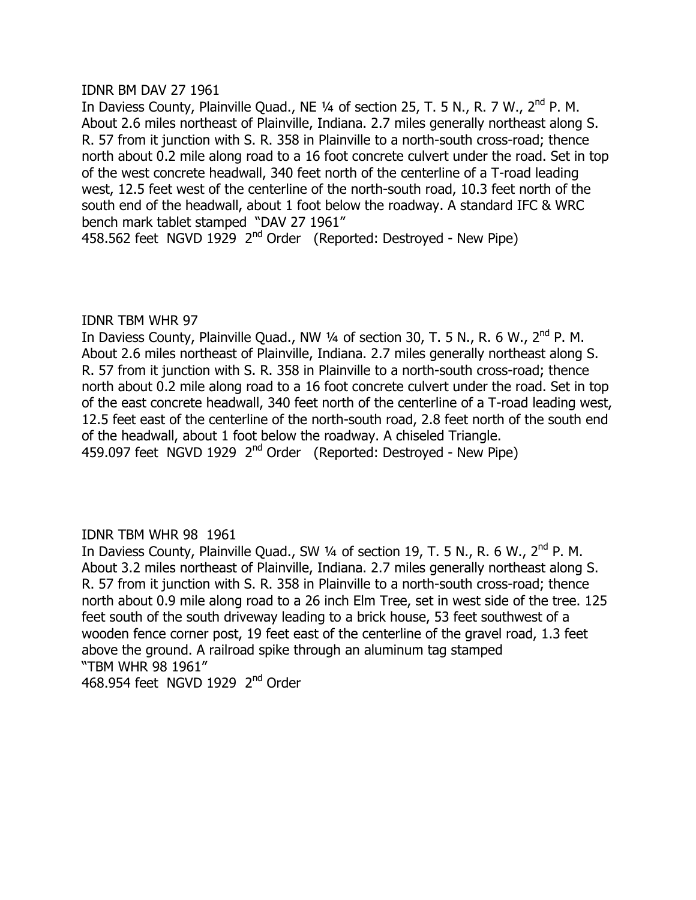IDNR BM DAV 27 1961

In Daviess County, Plainville Quad., NE ¼ of section 25, T. 5 N., R. 7 W., 2nd P. M. About 2.6 miles northeast of Plainville, Indiana. 2.7 miles generally northeast along S. R. 57 from it junction with S. R. 358 in Plainville to a north-south cross-road; thence north about 0.2 mile along road to a 16 foot concrete culvert under the road. Set in top of the west concrete headwall, 340 feet north of the centerline of a T-road leading west, 12.5 feet west of the centerline of the north-south road, 10.3 feet north of the south end of the headwall, about 1 foot below the roadway. A standard IFC & WRC bench mark tablet stamped "DAV 27 1961"

458.562 feet NGVD 1929 2nd Order (Reported: Destroyed - New Pipe)

IDNR TBM WHR 97

In Daviess County, Plainville Quad., NW ¼ of section 30, T. 5 N., R. 6 W., 2nd P. M. About 2.6 miles northeast of Plainville, Indiana. 2.7 miles generally northeast along S. R. 57 from it junction with S. R. 358 in Plainville to a north-south cross-road; thence north about 0.2 mile along road to a 16 foot concrete culvert under the road. Set in top of the east concrete headwall, 340 feet north of the centerline of a T-road leading west, 12.5 feet east of the centerline of the north-south road, 2.8 feet north of the south end of the headwall, about 1 foot below the roadway. A chiseled Triangle.

459.097 feet NGVD 1929 2nd Order (Reported: Destroyed - New Pipe)

IDNR TBM WHR 98 1961

In Daviess County, Plainville Quad., SW ¼ of section 19, T. 5 N., R. 6 W., 2nd P. M. About 3.2 miles northeast of Plainville, Indiana. 2.7 miles generally northeast along S. R. 57 from it junction with S. R. 358 in Plainville to a north-south cross-road; thence north about 0.9 mile along road to a 26 inch Elm Tree, set in west side of the tree. 125 feet south of the south driveway leading to a brick house, 53 feet southwest of a wooden fence corner post, 19 feet east of the centerline of the gravel road, 1.3 feet above the ground. A railroad spike through an aluminum tag stamped "TBM WHR 98 1961"

468.954 feet NGVD 1929 2nd Order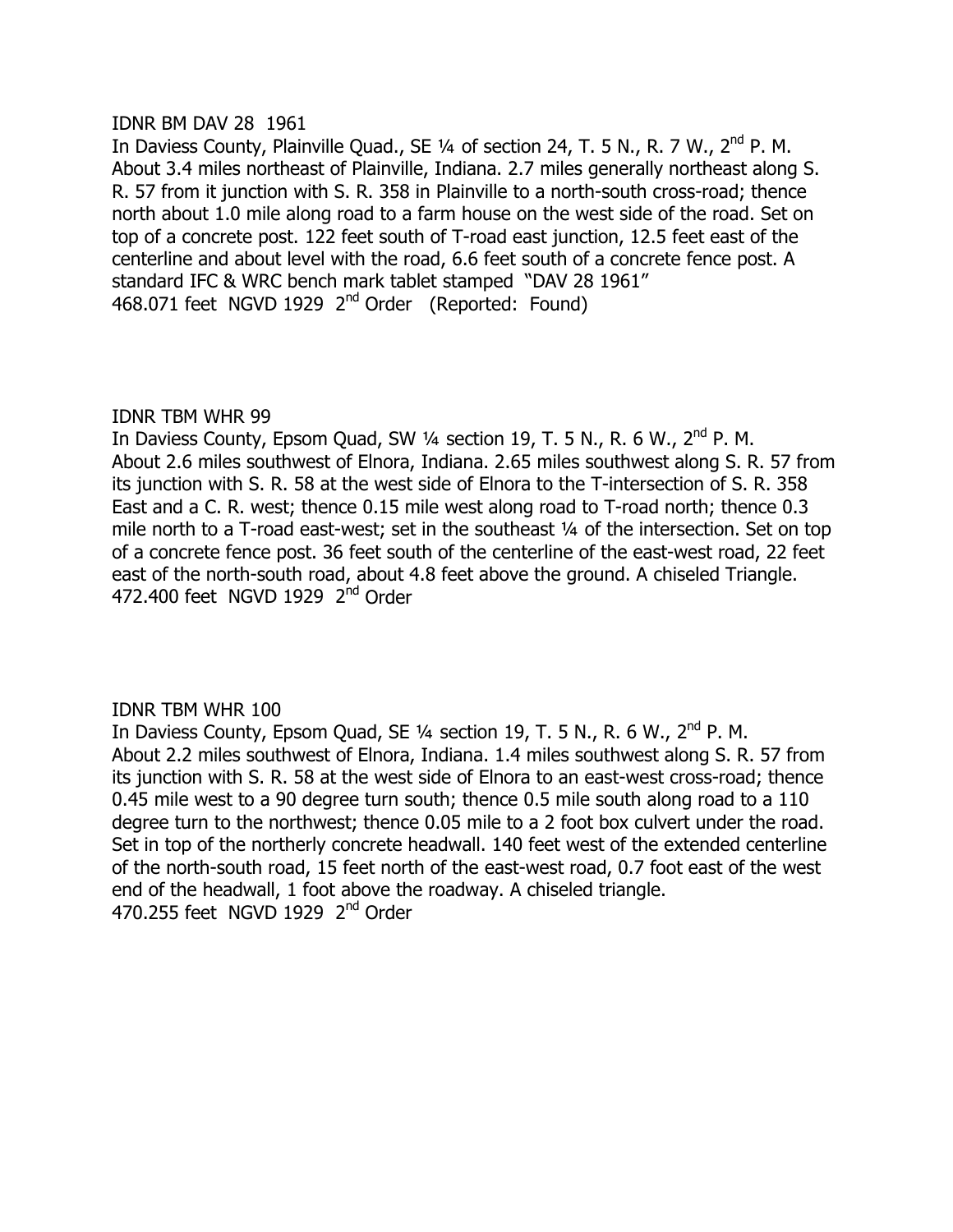IDNR BM DAV 28 1961

In Daviess County, Plainville Quad., SE ¼ of section 24, T. 5 N., R. 7 W., 2nd P. M. About 3.4 miles northeast of Plainville, Indiana. 2.7 miles generally northeast along S. R. 57 from it junction with S. R. 358 in Plainville to a north-south cross-road; thence north about 1.0 mile along road to a farm house on the west side of the road. Set on top of a concrete post. 122 feet south of T-road east junction, 12.5 feet east of the centerline and about level with the road, 6.6 feet south of a concrete fence post. A standard IFC & WRC bench mark tablet stamped "DAV 28 1961"
468.071 feet NGVD 1929 2nd Order (Reported: Found)

IDNR TBM WHR 99

In Daviess County, Epsom Quad, SW ¼ section 19, T. 5 N., R. 6 W., 2nd P. M. About 2.6 miles southwest of Elnora, Indiana. 2.65 miles southwest along S. R. 57 from its junction with S. R. 58 at the west side of Elnora to the T-intersection of S. R. 358 East and a C. R. west; thence 0.15 mile west along road to T-road north; thence 0.3 mile north to a T-road east-west; set in the southeast ¼ of the intersection. Set on top of a concrete fence post. 36 feet south of the centerline of the east-west road, 22 feet east of the north-south road, about 4.8 feet above the ground. A chiseled Triangle.
472.400 feet NGVD 1929 2nd Order

IDNR TBM WHR 100

In Daviess County, Epsom Quad, SE ¼ section 19, T. 5 N., R. 6 W., 2nd P. M. About 2.2 miles southwest of Elnora, Indiana. 1.4 miles southwest along S. R. 57 from its junction with S. R. 58 at the west side of Elnora to an east-west cross-road; thence 0.45 mile west to a 90 degree turn south; thence 0.5 mile south along road to a 110 degree turn to the northwest; thence 0.05 mile to a 2 foot box culvert under the road. Set in top of the northerly concrete headwall. 140 feet west of the extended centerline of the north-south road, 15 feet north of the east-west road, 0.7 foot east of the west end of the headwall, 1 foot above the roadway. A chiseled triangle.
470.255 feet NGVD 1929 2nd Order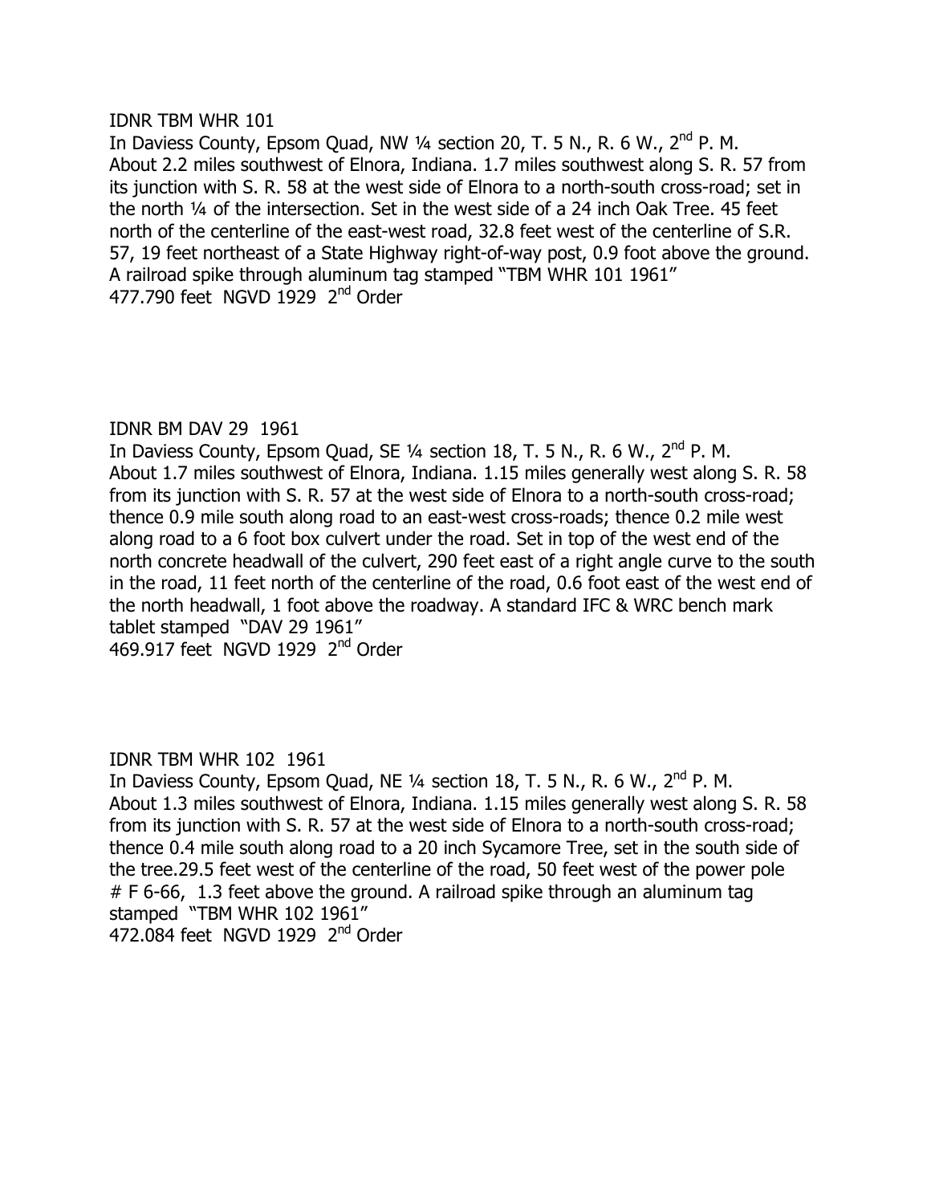IDNR TBM WHR 101
In Daviess County, Epsom Quad, NW ¼ section 20, T. 5 N., R. 6 W., 2nd P. M.
About 2.2 miles southwest of Elnora, Indiana. 1.7 miles southwest along S. R. 57 from its junction with S. R. 58 at the west side of Elnora to a north-south cross-road; set in the north ¼ of the intersection. Set in the west side of a 24 inch Oak Tree. 45 feet north of the centerline of the east-west road, 32.8 feet west of the centerline of S.R. 57, 19 feet northeast of a State Highway right-of-way post, 0.9 foot above the ground. A railroad spike through aluminum tag stamped "TBM WHR 101 1961"
477.790 feet NGVD 1929 2nd Order

IDNR BM DAV 29 1961
In Daviess County, Epsom Quad, SE ¼ section 18, T. 5 N., R. 6 W., 2nd P. M.
About 1.7 miles southwest of Elnora, Indiana. 1.15 miles generally west along S. R. 58 from its junction with S. R. 57 at the west side of Elnora to a north-south cross-road; thence 0.9 mile south along road to an east-west cross-roads; thence 0.2 mile west along road to a 6 foot box culvert under the road. Set in top of the west end of the north concrete headwall of the culvert, 290 feet east of a right angle curve to the south in the road, 11 feet north of the centerline of the road, 0.6 foot east of the west end of the north headwall, 1 foot above the roadway. A standard IFC & WRC bench mark tablet stamped "DAV 29 1961"
469.917 feet NGVD 1929 2nd Order

IDNR TBM WHR 102 1961
In Daviess County, Epsom Quad, NE ¼ section 18, T. 5 N., R. 6 W., 2nd P. M.
About 1.3 miles southwest of Elnora, Indiana. 1.15 miles generally west along S. R. 58 from its junction with S. R. 57 at the west side of Elnora to a north-south cross-road; thence 0.4 mile south along road to a 20 inch Sycamore Tree, set in the south side of the tree.29.5 feet west of the centerline of the road, 50 feet west of the power pole # F 6-66, 1.3 feet above the ground. A railroad spike through an aluminum tag stamped "TBM WHR 102 1961"
472.084 feet NGVD 1929 2nd Order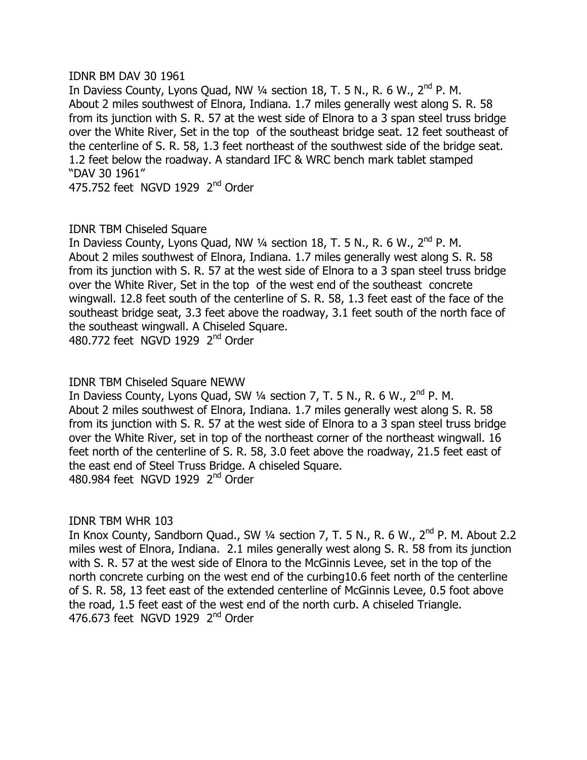IDNR BM DAV 30 1961
In Daviess County, Lyons Quad, NW ¼ section 18, T. 5 N., R. 6 W., 2nd P. M. About 2 miles southwest of Elnora, Indiana. 1.7 miles generally west along S. R. 58 from its junction with S. R. 57 at the west side of Elnora to a 3 span steel truss bridge over the White River, Set in the top of the southeast bridge seat. 12 feet southeast of the centerline of S. R. 58, 1.3 feet northeast of the southwest side of the bridge seat. 1.2 feet below the roadway. A standard IFC & WRC bench mark tablet stamped "DAV 30 1961"
475.752 feet NGVD 1929 2nd Order

IDNR TBM Chiseled Square
In Daviess County, Lyons Quad, NW ¼ section 18, T. 5 N., R. 6 W., 2nd P. M. About 2 miles southwest of Elnora, Indiana. 1.7 miles generally west along S. R. 58 from its junction with S. R. 57 at the west side of Elnora to a 3 span steel truss bridge over the White River, Set in the top of the west end of the southeast concrete wingwall. 12.8 feet south of the centerline of S. R. 58, 1.3 feet east of the face of the southeast bridge seat, 3.3 feet above the roadway, 3.1 feet south of the north face of the southeast wingwall. A Chiseled Square.
480.772 feet NGVD 1929 2nd Order

IDNR TBM Chiseled Square NEWW
In Daviess County, Lyons Quad, SW ¼ section 7, T. 5 N., R. 6 W., 2nd P. M. About 2 miles southwest of Elnora, Indiana. 1.7 miles generally west along S. R. 58 from its junction with S. R. 57 at the west side of Elnora to a 3 span steel truss bridge over the White River, set in top of the northeast corner of the northeast wingwall. 16 feet north of the centerline of S. R. 58, 3.0 feet above the roadway, 21.5 feet east of the east end of Steel Truss Bridge. A chiseled Square.
480.984 feet NGVD 1929 2nd Order

IDNR TBM WHR 103
In Knox County, Sandborn Quad., SW ¼ section 7, T. 5 N., R. 6 W., 2nd P. M. About 2.2 miles west of Elnora, Indiana. 2.1 miles generally west along S. R. 58 from its junction with S. R. 57 at the west side of Elnora to the McGinnis Levee, set in the top of the north concrete curbing on the west end of the curbing10.6 feet north of the centerline of S. R. 58, 13 feet east of the extended centerline of McGinnis Levee, 0.5 foot above the road, 1.5 feet east of the west end of the north curb. A chiseled Triangle.
476.673 feet NGVD 1929 2nd Order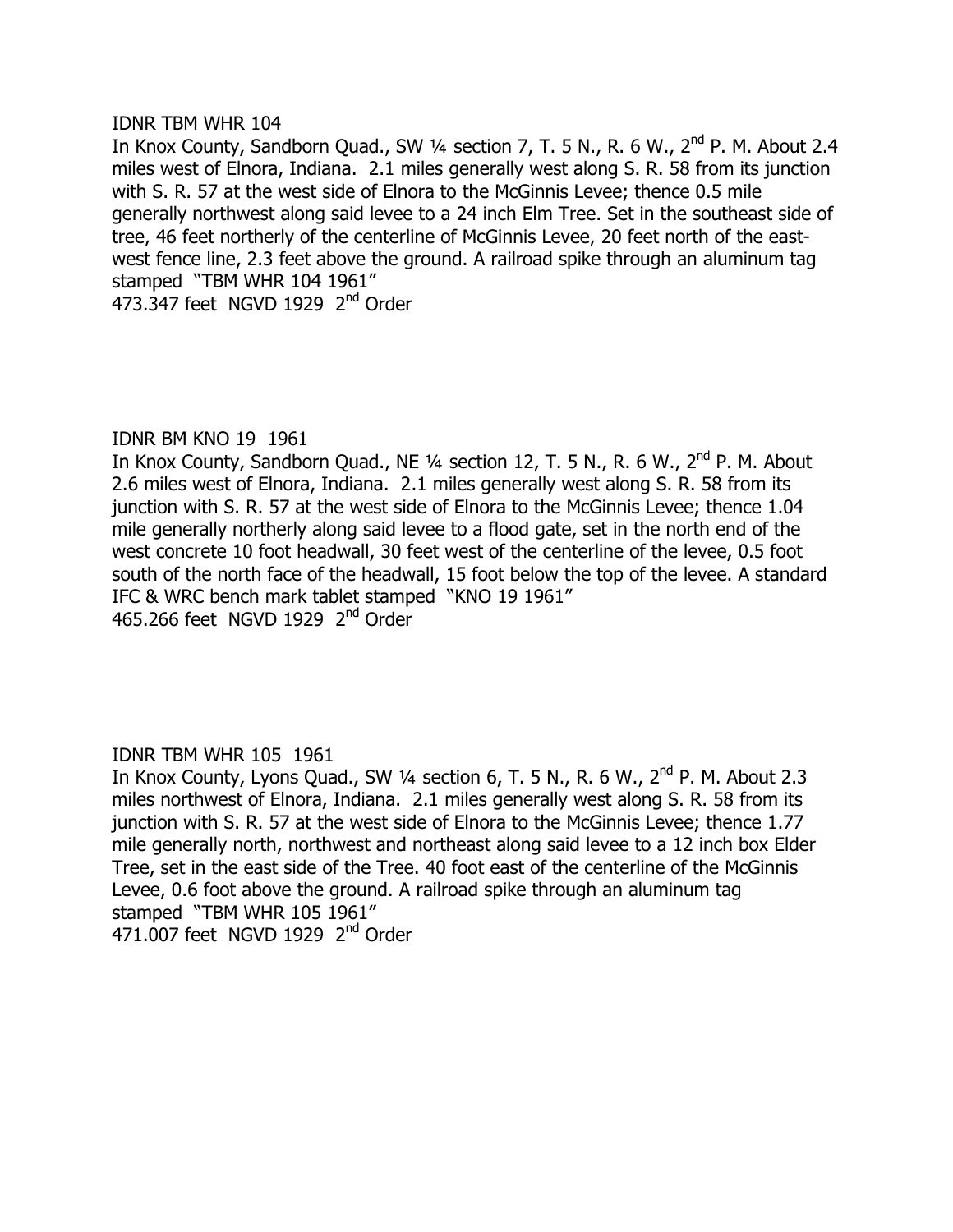IDNR TBM WHR 104

In Knox County, Sandborn Quad., SW ¼ section 7, T. 5 N., R. 6 W., 2nd P. M. About 2.4 miles west of Elnora, Indiana. 2.1 miles generally west along S. R. 58 from its junction with S. R. 57 at the west side of Elnora to the McGinnis Levee; thence 0.5 mile generally northwest along said levee to a 24 inch Elm Tree. Set in the southeast side of tree, 46 feet northerly of the centerline of McGinnis Levee, 20 feet north of the east-west fence line, 2.3 feet above the ground. A railroad spike through an aluminum tag stamped "TBM WHR 104 1961"

473.347 feet NGVD 1929 2nd Order

IDNR BM KNO 19 1961

In Knox County, Sandborn Quad., NE ¼ section 12, T. 5 N., R. 6 W., 2nd P. M. About 2.6 miles west of Elnora, Indiana. 2.1 miles generally west along S. R. 58 from its junction with S. R. 57 at the west side of Elnora to the McGinnis Levee; thence 1.04 mile generally northerly along said levee to a flood gate, set in the north end of the west concrete 10 foot headwall, 30 feet west of the centerline of the levee, 0.5 foot south of the north face of the headwall, 15 foot below the top of the levee. A standard IFC & WRC bench mark tablet stamped "KNO 19 1961"

465.266 feet NGVD 1929 2nd Order

IDNR TBM WHR 105 1961

In Knox County, Lyons Quad., SW ¼ section 6, T. 5 N., R. 6 W., 2nd P. M. About 2.3 miles northwest of Elnora, Indiana. 2.1 miles generally west along S. R. 58 from its junction with S. R. 57 at the west side of Elnora to the McGinnis Levee; thence 1.77 mile generally north, northwest and northeast along said levee to a 12 inch box Elder Tree, set in the east side of the Tree. 40 foot east of the centerline of the McGinnis Levee, 0.6 foot above the ground. A railroad spike through an aluminum tag stamped "TBM WHR 105 1961"

471.007 feet NGVD 1929 2nd Order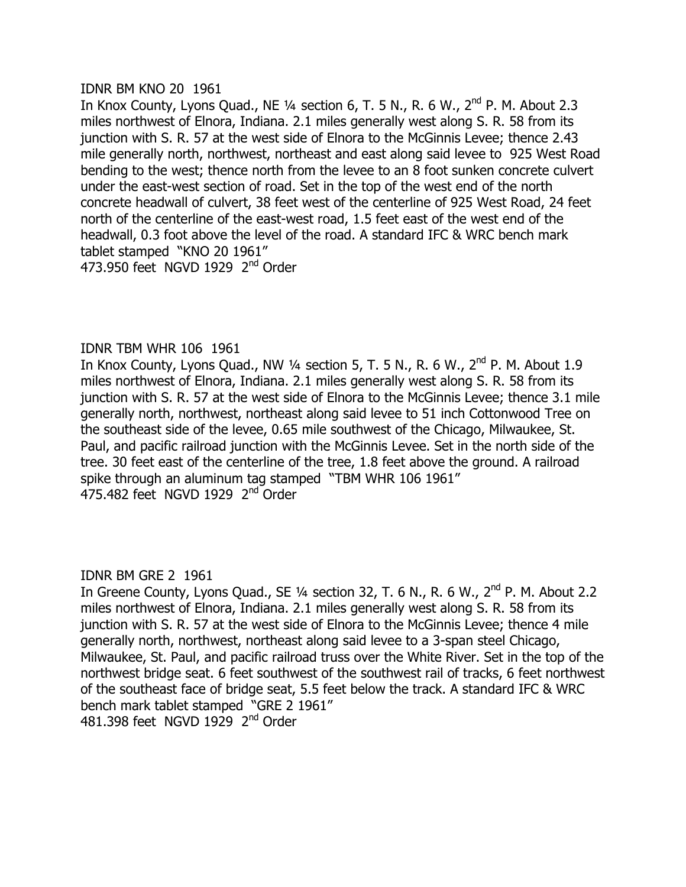IDNR BM KNO 20 1961

In Knox County, Lyons Quad., NE ¼ section 6, T. 5 N., R. 6 W., 2nd P. M. About 2.3 miles northwest of Elnora, Indiana. 2.1 miles generally west along S. R. 58 from its junction with S. R. 57 at the west side of Elnora to the McGinnis Levee; thence 2.43 mile generally north, northwest, northeast and east along said levee to 925 West Road bending to the west; thence north from the levee to an 8 foot sunken concrete culvert under the east-west section of road. Set in the top of the west end of the north concrete headwall of culvert, 38 feet west of the centerline of 925 West Road, 24 feet north of the centerline of the east-west road, 1.5 feet east of the west end of the headwall, 0.3 foot above the level of the road. A standard IFC & WRC bench mark tablet stamped "KNO 20 1961"

473.950 feet NGVD 1929 2nd Order

IDNR TBM WHR 106 1961

In Knox County, Lyons Quad., NW ¼ section 5, T. 5 N., R. 6 W., 2nd P. M. About 1.9 miles northwest of Elnora, Indiana. 2.1 miles generally west along S. R. 58 from its junction with S. R. 57 at the west side of Elnora to the McGinnis Levee; thence 3.1 mile generally north, northwest, northeast along said levee to 51 inch Cottonwood Tree on the southeast side of the levee, 0.65 mile southwest of the Chicago, Milwaukee, St. Paul, and pacific railroad junction with the McGinnis Levee. Set in the north side of the tree. 30 feet east of the centerline of the tree, 1.8 feet above the ground. A railroad spike through an aluminum tag stamped "TBM WHR 106 1961"

475.482 feet NGVD 1929 2nd Order

IDNR BM GRE 2 1961

In Greene County, Lyons Quad., SE ¼ section 32, T. 6 N., R. 6 W., 2nd P. M. About 2.2 miles northwest of Elnora, Indiana. 2.1 miles generally west along S. R. 58 from its junction with S. R. 57 at the west side of Elnora to the McGinnis Levee; thence 4 mile generally north, northwest, northeast along said levee to a 3-span steel Chicago, Milwaukee, St. Paul, and pacific railroad truss over the White River. Set in the top of the northwest bridge seat. 6 feet southwest of the southwest rail of tracks, 6 feet northwest of the southeast face of bridge seat, 5.5 feet below the track. A standard IFC & WRC bench mark tablet stamped "GRE 2 1961"

481.398 feet NGVD 1929 2nd Order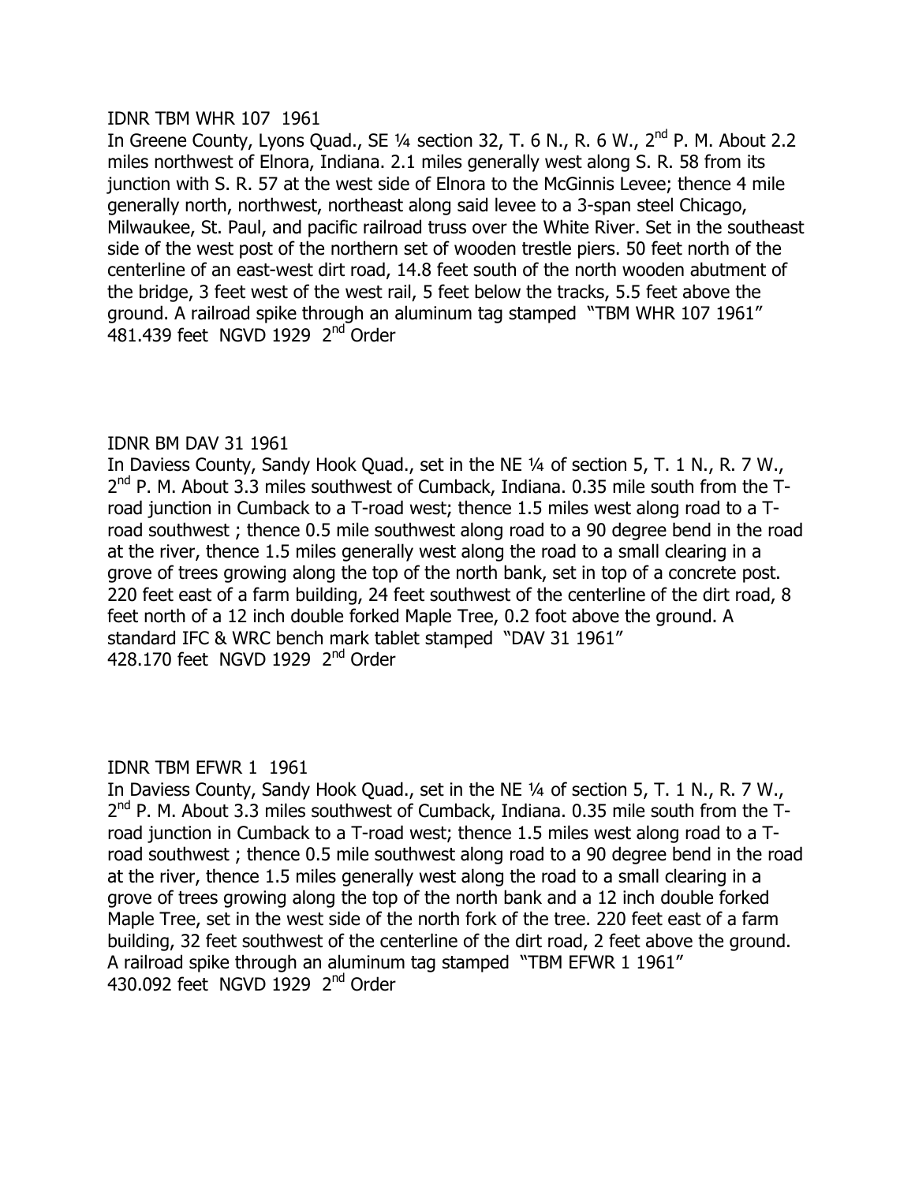IDNR TBM WHR 107 1961

In Greene County, Lyons Quad., SE ¼ section 32, T. 6 N., R. 6 W., 2nd P. M. About 2.2 miles northwest of Elnora, Indiana. 2.1 miles generally west along S. R. 58 from its junction with S. R. 57 at the west side of Elnora to the McGinnis Levee; thence 4 mile generally north, northwest, northeast along said levee to a 3-span steel Chicago, Milwaukee, St. Paul, and pacific railroad truss over the White River. Set in the southeast side of the west post of the northern set of wooden trestle piers. 50 feet north of the centerline of an east-west dirt road, 14.8 feet south of the north wooden abutment of the bridge, 3 feet west of the west rail, 5 feet below the tracks, 5.5 feet above the ground. A railroad spike through an aluminum tag stamped "TBM WHR 107 1961"
481.439 feet NGVD 1929 2nd Order

IDNR BM DAV 31 1961

In Daviess County, Sandy Hook Quad., set in the NE ¼ of section 5, T. 1 N., R. 7 W., 2nd P. M. About 3.3 miles southwest of Cumback, Indiana. 0.35 mile south from the T-road junction in Cumback to a T-road west; thence 1.5 miles west along road to a T-road southwest ; thence 0.5 mile southwest along road to a 90 degree bend in the road at the river, thence 1.5 miles generally west along the road to a small clearing in a grove of trees growing along the top of the north bank, set in top of a concrete post. 220 feet east of a farm building, 24 feet southwest of the centerline of the dirt road, 8 feet north of a 12 inch double forked Maple Tree, 0.2 foot above the ground. A standard IFC & WRC bench mark tablet stamped "DAV 31 1961"
428.170 feet NGVD 1929 2nd Order

IDNR TBM EFWR 1 1961

In Daviess County, Sandy Hook Quad., set in the NE ¼ of section 5, T. 1 N., R. 7 W., 2nd P. M. About 3.3 miles southwest of Cumback, Indiana. 0.35 mile south from the T-road junction in Cumback to a T-road west; thence 1.5 miles west along road to a T-road southwest ; thence 0.5 mile southwest along road to a 90 degree bend in the road at the river, thence 1.5 miles generally west along the road to a small clearing in a grove of trees growing along the top of the north bank and a 12 inch double forked Maple Tree, set in the west side of the north fork of the tree. 220 feet east of a farm building, 32 feet southwest of the centerline of the dirt road, 2 feet above the ground. A railroad spike through an aluminum tag stamped "TBM EFWR 1 1961"
430.092 feet NGVD 1929 2nd Order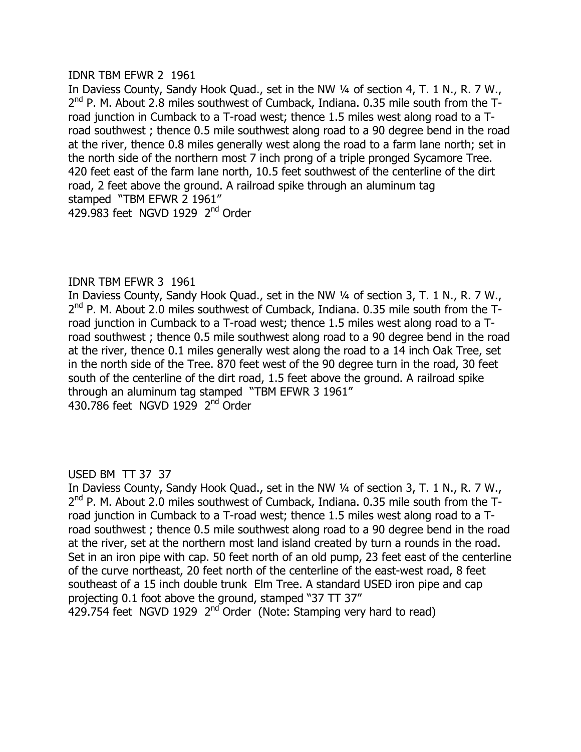IDNR TBM EFWR 2 1961
In Daviess County, Sandy Hook Quad., set in the NW ¼ of section 4, T. 1 N., R. 7 W., 2nd P. M. About 2.8 miles southwest of Cumback, Indiana. 0.35 mile south from the T-road junction in Cumback to a T-road west; thence 1.5 miles west along road to a T-road southwest ; thence 0.5 mile southwest along road to a 90 degree bend in the road at the river, thence 0.8 miles generally west along the road to a farm lane north; set in the north side of the northern most 7 inch prong of a triple pronged Sycamore Tree. 420 feet east of the farm lane north, 10.5 feet southwest of the centerline of the dirt road, 2 feet above the ground. A railroad spike through an aluminum tag stamped "TBM EFWR 2 1961"
429.983 feet NGVD 1929 2nd Order

IDNR TBM EFWR 3 1961
In Daviess County, Sandy Hook Quad., set in the NW ¼ of section 3, T. 1 N., R. 7 W., 2nd P. M. About 2.0 miles southwest of Cumback, Indiana. 0.35 mile south from the T-road junction in Cumback to a T-road west; thence 1.5 miles west along road to a T-road southwest ; thence 0.5 mile southwest along road to a 90 degree bend in the road at the river, thence 0.1 miles generally west along the road to a 14 inch Oak Tree, set in the north side of the Tree. 870 feet west of the 90 degree turn in the road, 30 feet south of the centerline of the dirt road, 1.5 feet above the ground. A railroad spike through an aluminum tag stamped "TBM EFWR 3 1961"
430.786 feet NGVD 1929 2nd Order

USED BM TT 37 37
In Daviess County, Sandy Hook Quad., set in the NW ¼ of section 3, T. 1 N., R. 7 W., 2nd P. M. About 2.0 miles southwest of Cumback, Indiana. 0.35 mile south from the T-road junction in Cumback to a T-road west; thence 1.5 miles west along road to a T-road southwest ; thence 0.5 mile southwest along road to a 90 degree bend in the road at the river, set at the northern most land island created by turn a rounds in the road. Set in an iron pipe with cap. 50 feet north of an old pump, 23 feet east of the centerline of the curve northeast, 20 feet north of the centerline of the east-west road, 8 feet southeast of a 15 inch double trunk Elm Tree. A standard USED iron pipe and cap projecting 0.1 foot above the ground, stamped "37 TT 37"
429.754 feet NGVD 1929 2nd Order (Note: Stamping very hard to read)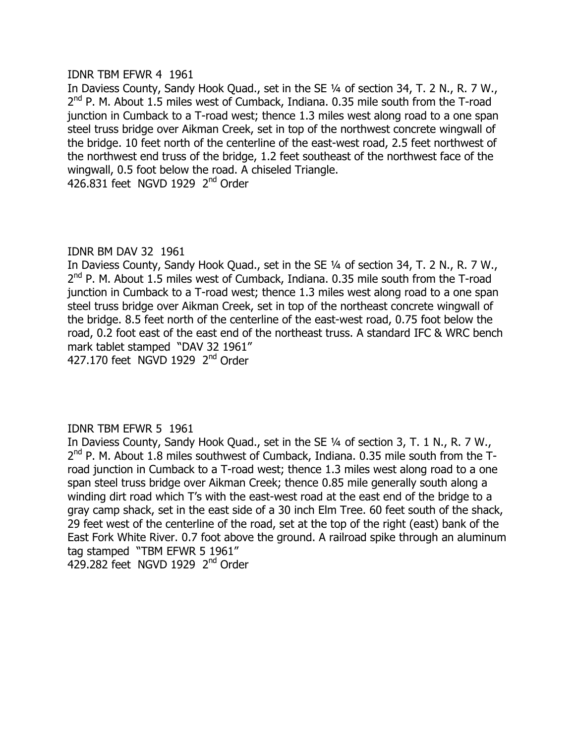IDNR TBM EFWR 4 1961

In Daviess County, Sandy Hook Quad., set in the SE ¼ of section 34, T. 2 N., R. 7 W., 2nd P. M. About 1.5 miles west of Cumback, Indiana. 0.35 mile south from the T-road junction in Cumback to a T-road west; thence 1.3 miles west along road to a one span steel truss bridge over Aikman Creek, set in top of the northwest concrete wingwall of the bridge. 10 feet north of the centerline of the east-west road, 2.5 feet northwest of the northwest end truss of the bridge, 1.2 feet southeast of the northwest face of the wingwall, 0.5 foot below the road. A chiseled Triangle.

426.831 feet NGVD 1929 2nd Order

IDNR BM DAV 32 1961

In Daviess County, Sandy Hook Quad., set in the SE ¼ of section 34, T. 2 N., R. 7 W., 2nd P. M. About 1.5 miles west of Cumback, Indiana. 0.35 mile south from the T-road junction in Cumback to a T-road west; thence 1.3 miles west along road to a one span steel truss bridge over Aikman Creek, set in top of the northeast concrete wingwall of the bridge. 8.5 feet north of the centerline of the east-west road, 0.75 foot below the road, 0.2 foot east of the east end of the northeast truss. A standard IFC & WRC bench mark tablet stamped "DAV 32 1961"

427.170 feet NGVD 1929 2nd Order

IDNR TBM EFWR 5 1961

In Daviess County, Sandy Hook Quad., set in the SE ¼ of section 3, T. 1 N., R. 7 W., 2nd P. M. About 1.8 miles southwest of Cumback, Indiana. 0.35 mile south from the T-road junction in Cumback to a T-road west; thence 1.3 miles west along road to a one span steel truss bridge over Aikman Creek; thence 0.85 mile generally south along a winding dirt road which T's with the east-west road at the east end of the bridge to a gray camp shack, set in the east side of a 30 inch Elm Tree. 60 feet south of the shack, 29 feet west of the centerline of the road, set at the top of the right (east) bank of the East Fork White River. 0.7 foot above the ground. A railroad spike through an aluminum tag stamped "TBM EFWR 5 1961"

429.282 feet NGVD 1929 2nd Order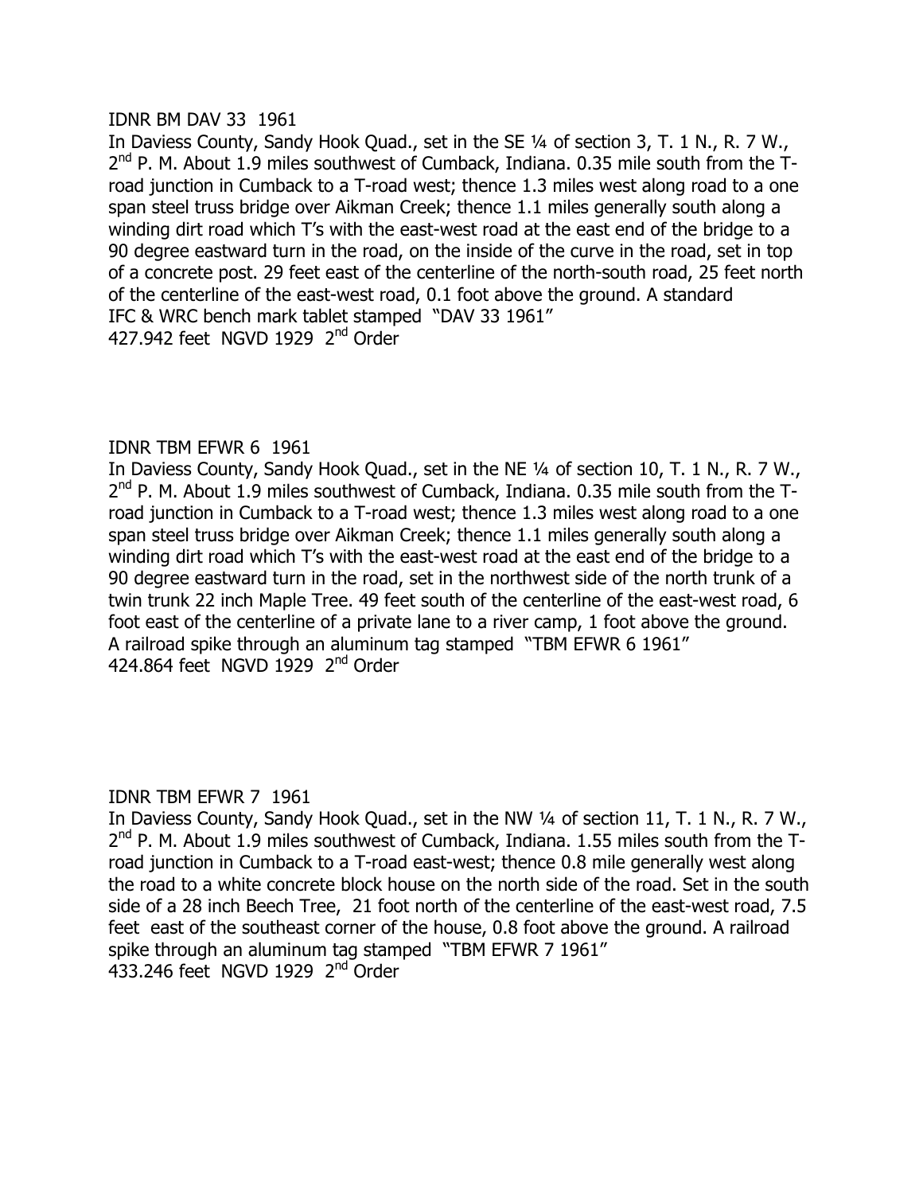IDNR BM DAV 33 1961

In Daviess County, Sandy Hook Quad., set in the SE ¼ of section 3, T. 1 N., R. 7 W., 2nd P. M. About 1.9 miles southwest of Cumback, Indiana. 0.35 mile south from the T-road junction in Cumback to a T-road west; thence 1.3 miles west along road to a one span steel truss bridge over Aikman Creek; thence 1.1 miles generally south along a winding dirt road which T's with the east-west road at the east end of the bridge to a 90 degree eastward turn in the road, on the inside of the curve in the road, set in top of a concrete post. 29 feet east of the centerline of the north-south road, 25 feet north of the centerline of the east-west road, 0.1 foot above the ground. A standard IFC & WRC bench mark tablet stamped "DAV 33 1961"

427.942 feet NGVD 1929 2nd Order

IDNR TBM EFWR 6 1961

In Daviess County, Sandy Hook Quad., set in the NE ¼ of section 10, T. 1 N., R. 7 W., 2nd P. M. About 1.9 miles southwest of Cumback, Indiana. 0.35 mile south from the T-road junction in Cumback to a T-road west; thence 1.3 miles west along road to a one span steel truss bridge over Aikman Creek; thence 1.1 miles generally south along a winding dirt road which T's with the east-west road at the east end of the bridge to a 90 degree eastward turn in the road, set in the northwest side of the north trunk of a twin trunk 22 inch Maple Tree. 49 feet south of the centerline of the east-west road, 6 foot east of the centerline of a private lane to a river camp, 1 foot above the ground. A railroad spike through an aluminum tag stamped "TBM EFWR 6 1961"

424.864 feet NGVD 1929 2nd Order

IDNR TBM EFWR 7 1961

In Daviess County, Sandy Hook Quad., set in the NW ¼ of section 11, T. 1 N., R. 7 W., 2nd P. M. About 1.9 miles southwest of Cumback, Indiana. 1.55 miles south from the T-road junction in Cumback to a T-road east-west; thence 0.8 mile generally west along the road to a white concrete block house on the north side of the road. Set in the south side of a 28 inch Beech Tree, 21 foot north of the centerline of the east-west road, 7.5 feet east of the southeast corner of the house, 0.8 foot above the ground. A railroad spike through an aluminum tag stamped "TBM EFWR 7 1961"

433.246 feet NGVD 1929 2nd Order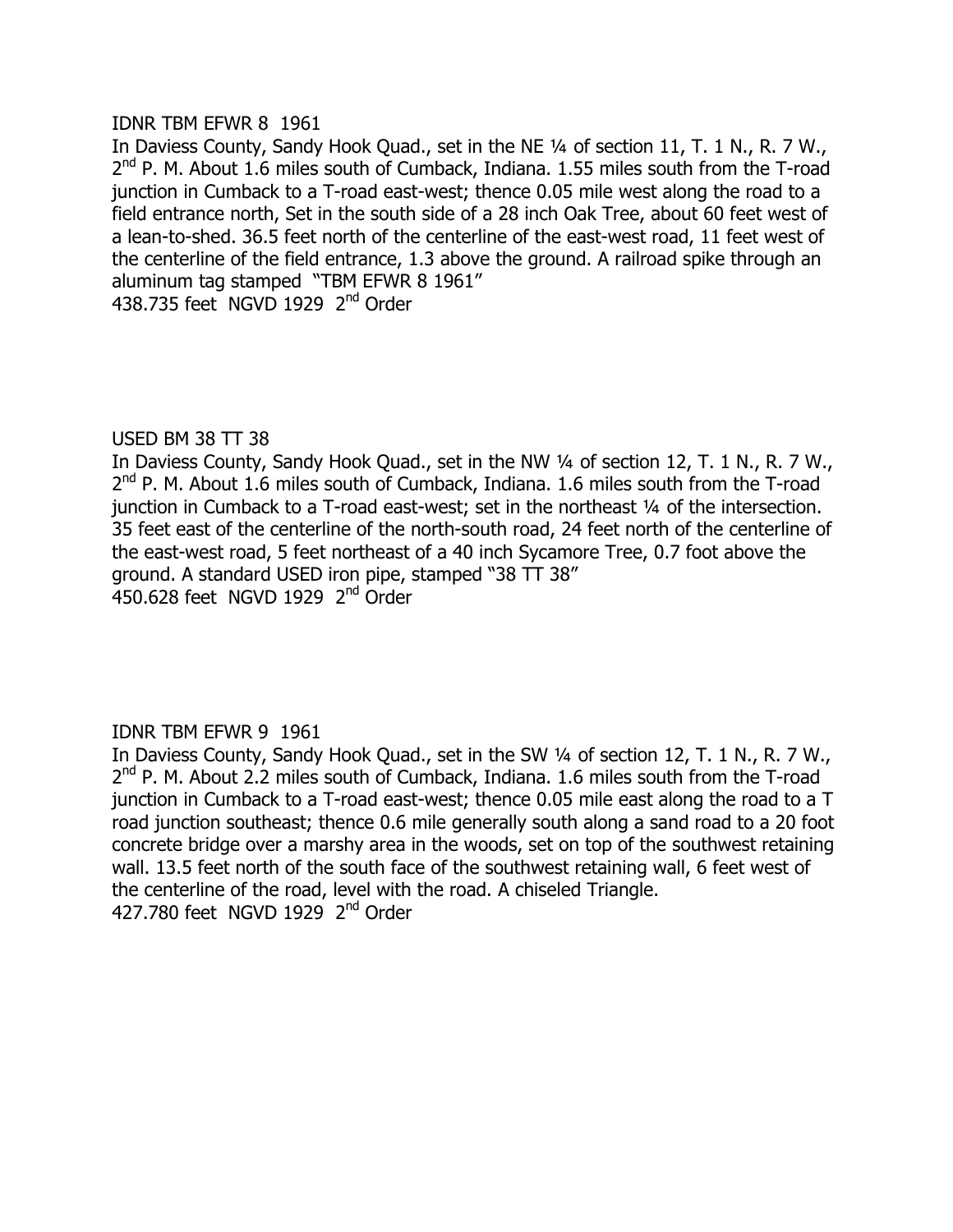IDNR TBM EFWR 8 1961

In Daviess County, Sandy Hook Quad., set in the NE ¼ of section 11, T. 1 N., R. 7 W., 2nd P. M. About 1.6 miles south of Cumback, Indiana. 1.55 miles south from the T-road junction in Cumback to a T-road east-west; thence 0.05 mile west along the road to a field entrance north, Set in the south side of a 28 inch Oak Tree, about 60 feet west of a lean-to-shed. 36.5 feet north of the centerline of the east-west road, 11 feet west of the centerline of the field entrance, 1.3 above the ground. A railroad spike through an aluminum tag stamped "TBM EFWR 8 1961"

438.735 feet NGVD 1929 2nd Order

USED BM 38 TT 38

In Daviess County, Sandy Hook Quad., set in the NW ¼ of section 12, T. 1 N., R. 7 W., 2nd P. M. About 1.6 miles south of Cumback, Indiana. 1.6 miles south from the T-road junction in Cumback to a T-road east-west; set in the northeast ¼ of the intersection. 35 feet east of the centerline of the north-south road, 24 feet north of the centerline of the east-west road, 5 feet northeast of a 40 inch Sycamore Tree, 0.7 foot above the ground. A standard USED iron pipe, stamped "38 TT 38"

450.628 feet NGVD 1929 2nd Order

IDNR TBM EFWR 9 1961

In Daviess County, Sandy Hook Quad., set in the SW ¼ of section 12, T. 1 N., R. 7 W., 2nd P. M. About 2.2 miles south of Cumback, Indiana. 1.6 miles south from the T-road junction in Cumback to a T-road east-west; thence 0.05 mile east along the road to a T road junction southeast; thence 0.6 mile generally south along a sand road to a 20 foot concrete bridge over a marshy area in the woods, set on top of the southwest retaining wall. 13.5 feet north of the south face of the southwest retaining wall, 6 feet west of the centerline of the road, level with the road. A chiseled Triangle.

427.780 feet NGVD 1929 2nd Order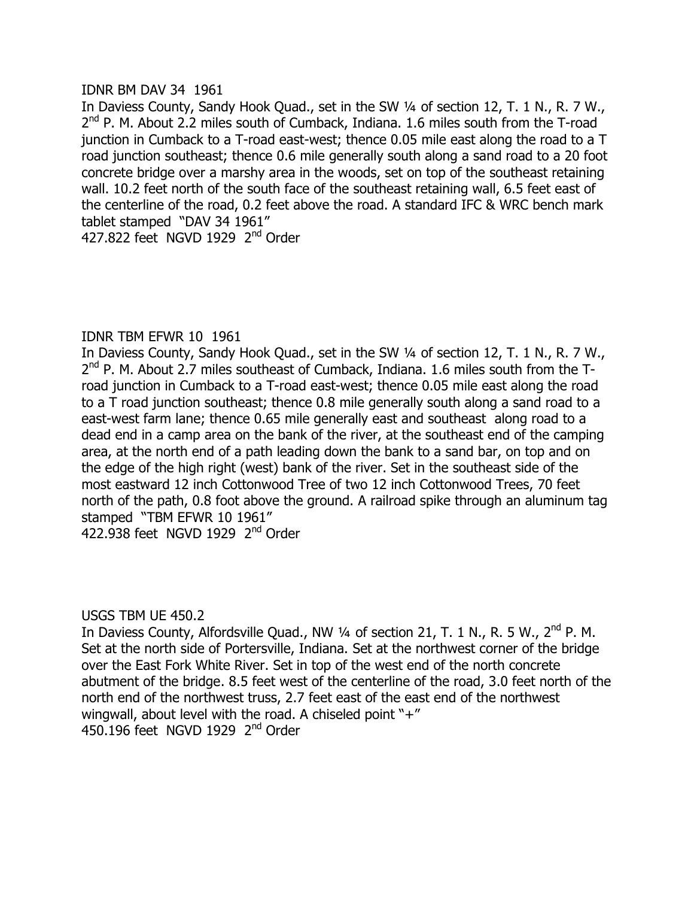IDNR BM DAV 34 1961

In Daviess County, Sandy Hook Quad., set in the SW ¼ of section 12, T. 1 N., R. 7 W., 2nd P. M. About 2.2 miles south of Cumback, Indiana. 1.6 miles south from the T-road junction in Cumback to a T-road east-west; thence 0.05 mile east along the road to a T road junction southeast; thence 0.6 mile generally south along a sand road to a 20 foot concrete bridge over a marshy area in the woods, set on top of the southeast retaining wall. 10.2 feet north of the south face of the southeast retaining wall, 6.5 feet east of the centerline of the road, 0.2 feet above the road. A standard IFC & WRC bench mark tablet stamped "DAV 34 1961"

427.822 feet NGVD 1929 2nd Order

IDNR TBM EFWR 10 1961

In Daviess County, Sandy Hook Quad., set in the SW ¼ of section 12, T. 1 N., R. 7 W., 2nd P. M. About 2.7 miles southeast of Cumback, Indiana. 1.6 miles south from the T-road junction in Cumback to a T-road east-west; thence 0.05 mile east along the road to a T road junction southeast; thence 0.8 mile generally south along a sand road to a east-west farm lane; thence 0.65 mile generally east and southeast along road to a dead end in a camp area on the bank of the river, at the southeast end of the camping area, at the north end of a path leading down the bank to a sand bar, on top and on the edge of the high right (west) bank of the river. Set in the southeast side of the most eastward 12 inch Cottonwood Tree of two 12 inch Cottonwood Trees, 70 feet north of the path, 0.8 foot above the ground. A railroad spike through an aluminum tag stamped "TBM EFWR 10 1961"

422.938 feet NGVD 1929 2nd Order

USGS TBM UE 450.2

In Daviess County, Alfordsville Quad., NW ¼ of section 21, T. 1 N., R. 5 W., 2nd P. M. Set at the north side of Portersville, Indiana. Set at the northwest corner of the bridge over the East Fork White River. Set in top of the west end of the north concrete abutment of the bridge. 8.5 feet west of the centerline of the road, 3.0 feet north of the north end of the northwest truss, 2.7 feet east of the east end of the northwest wingwall, about level with the road. A chiseled point "+"

450.196 feet NGVD 1929 2nd Order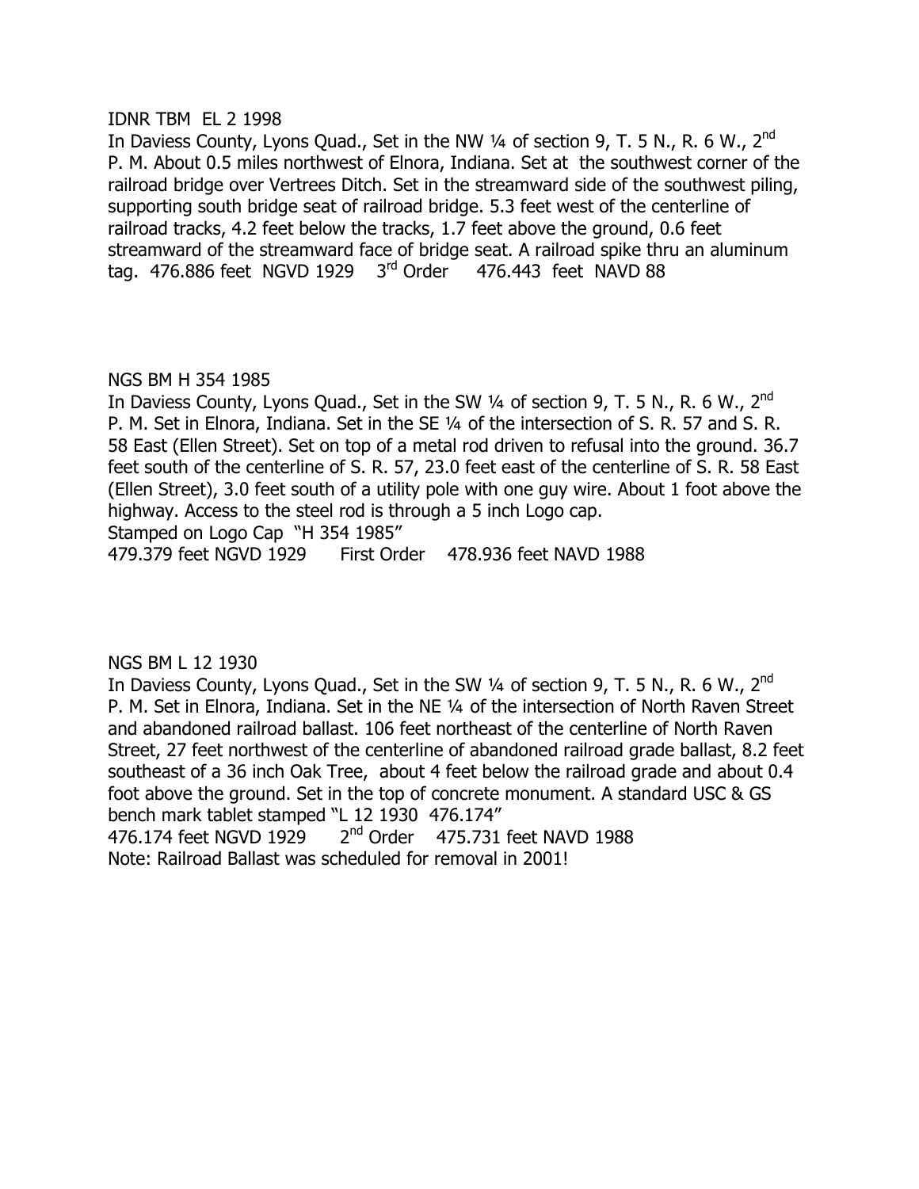IDNR TBM EL 2 1998

In Daviess County, Lyons Quad., Set in the NW ¼ of section 9, T. 5 N., R. 6 W., 2nd P. M. About 0.5 miles northwest of Elnora, Indiana. Set at the southwest corner of the railroad bridge over Vertrees Ditch. Set in the streamward side of the southwest piling, supporting south bridge seat of railroad bridge. 5.3 feet west of the centerline of railroad tracks, 4.2 feet below the tracks, 1.7 feet above the ground, 0.6 feet streamward of the streamward face of bridge seat. A railroad spike thru an aluminum tag. 476.886 feet NGVD 1929 3rd Order 476.443 feet NAVD 88

NGS BM H 354 1985

In Daviess County, Lyons Quad., Set in the SW ¼ of section 9, T. 5 N., R. 6 W., 2nd P. M. Set in Elnora, Indiana. Set in the SE ¼ of the intersection of S. R. 57 and S. R. 58 East (Ellen Street). Set on top of a metal rod driven to refusal into the ground. 36.7 feet south of the centerline of S. R. 57, 23.0 feet east of the centerline of S. R. 58 East (Ellen Street), 3.0 feet south of a utility pole with one guy wire. About 1 foot above the highway. Access to the steel rod is through a 5 inch Logo cap.

Stamped on Logo Cap "H 354 1985"

479.379 feet NGVD 1929 First Order 478.936 feet NAVD 1988

NGS BM L 12 1930

In Daviess County, Lyons Quad., Set in the SW ¼ of section 9, T. 5 N., R. 6 W., 2nd P. M. Set in Elnora, Indiana. Set in the NE ¼ of the intersection of North Raven Street and abandoned railroad ballast. 106 feet northeast of the centerline of North Raven Street, 27 feet northwest of the centerline of abandoned railroad grade ballast, 8.2 feet southeast of a 36 inch Oak Tree, about 4 feet below the railroad grade and about 0.4 foot above the ground. Set in the top of concrete monument. A standard USC & GS bench mark tablet stamped "L 12 1930 476.174"

476.174 feet NGVD 1929 2nd Order 475.731 feet NAVD 1988

Note: Railroad Ballast was scheduled for removal in 2001!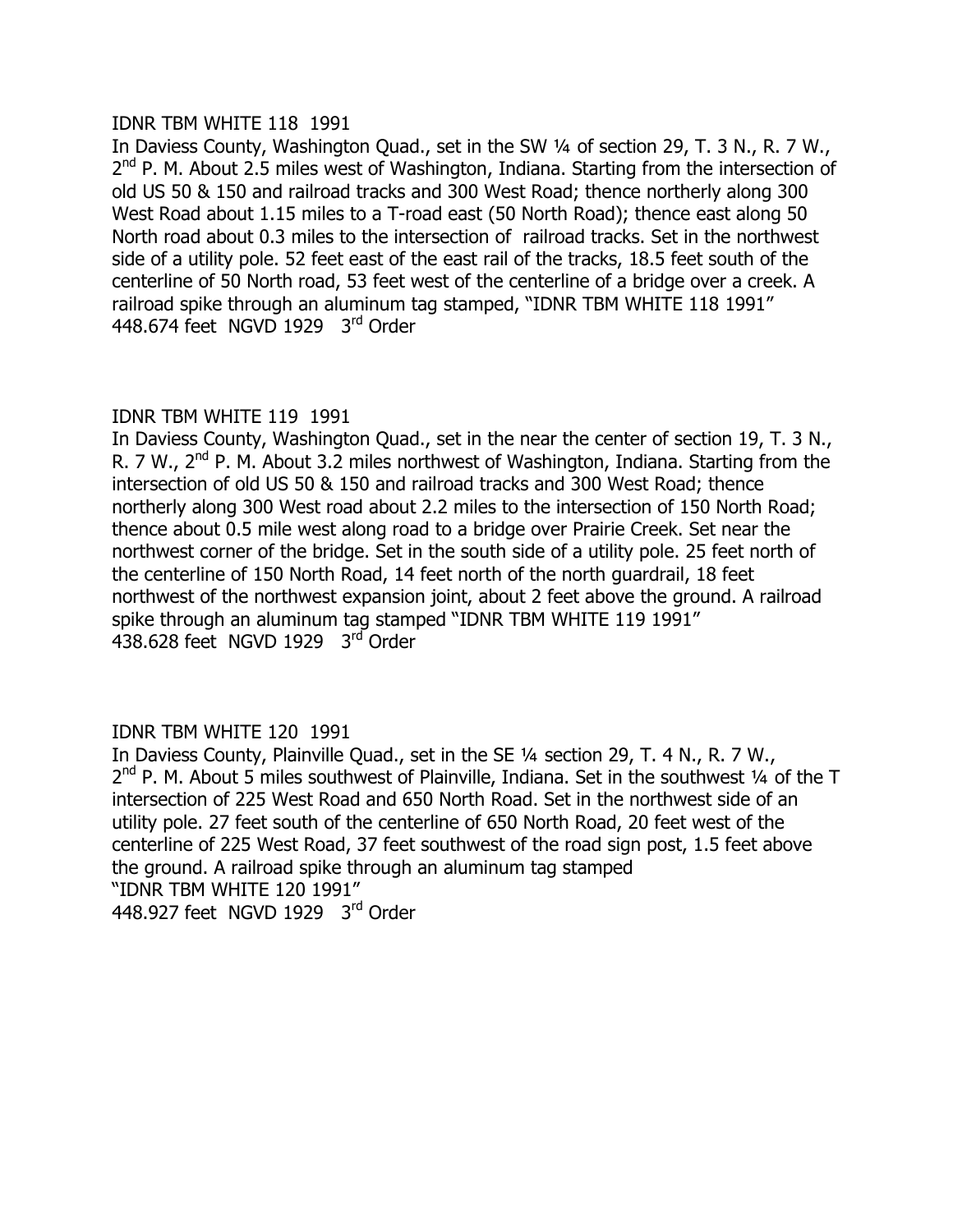IDNR TBM WHITE 118 1991
In Daviess County, Washington Quad., set in the SW ¼ of section 29, T. 3 N., R. 7 W., 2nd P. M. About 2.5 miles west of Washington, Indiana. Starting from the intersection of old US 50 & 150 and railroad tracks and 300 West Road; thence northerly along 300 West Road about 1.15 miles to a T-road east (50 North Road); thence east along 50 North road about 0.3 miles to the intersection of railroad tracks. Set in the northwest side of a utility pole. 52 feet east of the east rail of the tracks, 18.5 feet south of the centerline of 50 North road, 53 feet west of the centerline of a bridge over a creek. A railroad spike through an aluminum tag stamped, "IDNR TBM WHITE 118 1991"
448.674 feet NGVD 1929 3rd Order

IDNR TBM WHITE 119 1991
In Daviess County, Washington Quad., set in the near the center of section 19, T. 3 N., R. 7 W., 2nd P. M. About 3.2 miles northwest of Washington, Indiana. Starting from the intersection of old US 50 & 150 and railroad tracks and 300 West Road; thence northerly along 300 West road about 2.2 miles to the intersection of 150 North Road; thence about 0.5 mile west along road to a bridge over Prairie Creek. Set near the northwest corner of the bridge. Set in the south side of a utility pole. 25 feet north of the centerline of 150 North Road, 14 feet north of the north guardrail, 18 feet northwest of the northwest expansion joint, about 2 feet above the ground. A railroad spike through an aluminum tag stamped "IDNR TBM WHITE 119 1991"
438.628 feet NGVD 1929 3rd Order

IDNR TBM WHITE 120 1991
In Daviess County, Plainville Quad., set in the SE ¼ section 29, T. 4 N., R. 7 W., 2nd P. M. About 5 miles southwest of Plainville, Indiana. Set in the southwest ¼ of the T intersection of 225 West Road and 650 North Road. Set in the northwest side of an utility pole. 27 feet south of the centerline of 650 North Road, 20 feet west of the centerline of 225 West Road, 37 feet southwest of the road sign post, 1.5 feet above the ground. A railroad spike through an aluminum tag stamped
"IDNR TBM WHITE 120 1991"
448.927 feet NGVD 1929 3rd Order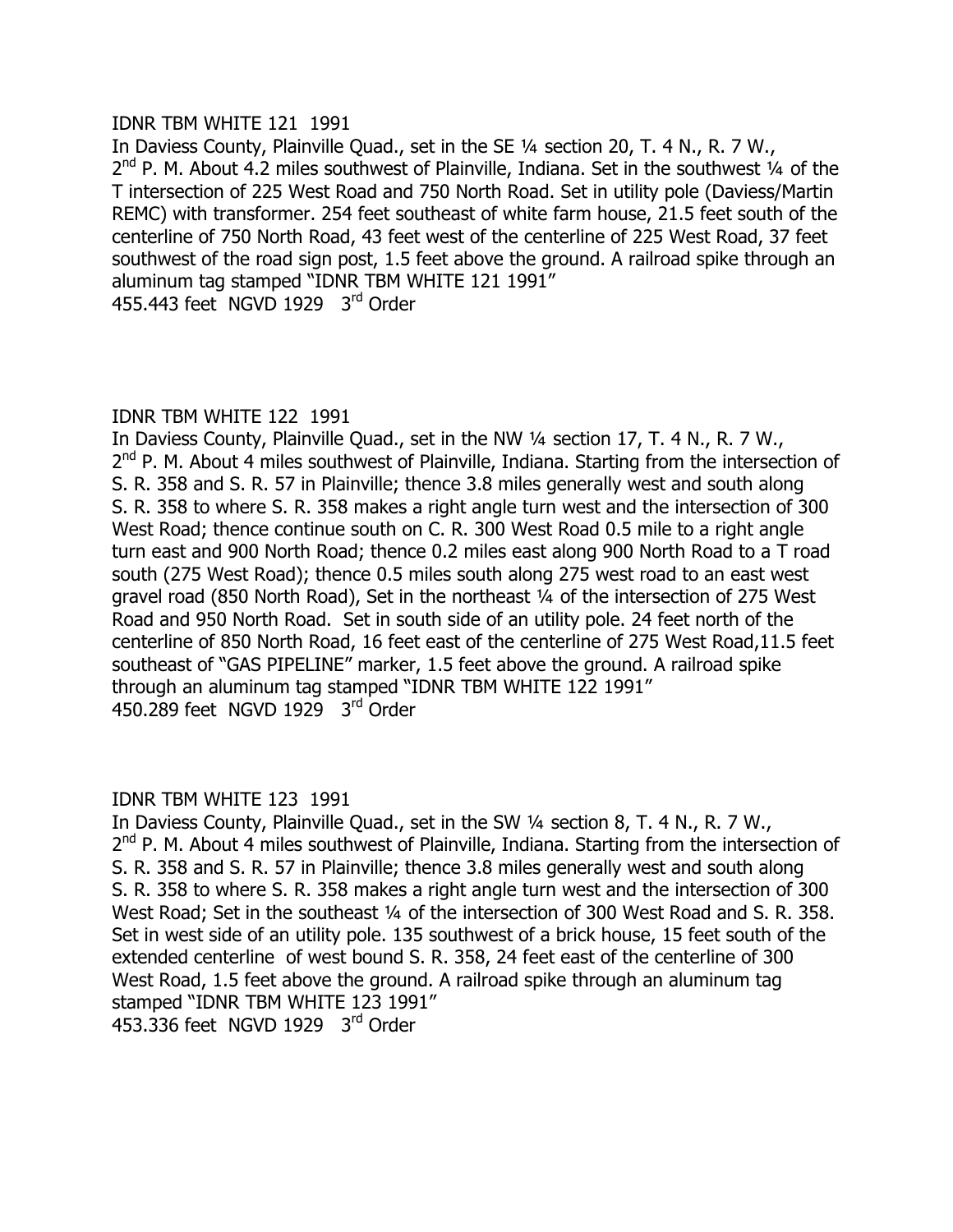IDNR TBM WHITE 121 1991
In Daviess County, Plainville Quad., set in the SE ¼ section 20, T. 4 N., R. 7 W., 2nd P. M. About 4.2 miles southwest of Plainville, Indiana. Set in the southwest ¼ of the T intersection of 225 West Road and 750 North Road. Set in utility pole (Daviess/Martin REMC) with transformer. 254 feet southeast of white farm house, 21.5 feet south of the centerline of 750 North Road, 43 feet west of the centerline of 225 West Road, 37 feet southwest of the road sign post, 1.5 feet above the ground. A railroad spike through an aluminum tag stamped "IDNR TBM WHITE 121 1991"
455.443 feet NGVD 1929 3rd Order

IDNR TBM WHITE 122 1991
In Daviess County, Plainville Quad., set in the NW ¼ section 17, T. 4 N., R. 7 W., 2nd P. M. About 4 miles southwest of Plainville, Indiana. Starting from the intersection of S. R. 358 and S. R. 57 in Plainville; thence 3.8 miles generally west and south along S. R. 358 to where S. R. 358 makes a right angle turn west and the intersection of 300 West Road; thence continue south on C. R. 300 West Road 0.5 mile to a right angle turn east and 900 North Road; thence 0.2 miles east along 900 North Road to a T road south (275 West Road); thence 0.5 miles south along 275 west road to an east west gravel road (850 North Road), Set in the northeast ¼ of the intersection of 275 West Road and 950 North Road. Set in south side of an utility pole. 24 feet north of the centerline of 850 North Road, 16 feet east of the centerline of 275 West Road,11.5 feet southeast of "GAS PIPELINE" marker, 1.5 feet above the ground. A railroad spike through an aluminum tag stamped "IDNR TBM WHITE 122 1991"
450.289 feet NGVD 1929 3rd Order

IDNR TBM WHITE 123 1991
In Daviess County, Plainville Quad., set in the SW ¼ section 8, T. 4 N., R. 7 W., 2nd P. M. About 4 miles southwest of Plainville, Indiana. Starting from the intersection of S. R. 358 and S. R. 57 in Plainville; thence 3.8 miles generally west and south along S. R. 358 to where S. R. 358 makes a right angle turn west and the intersection of 300 West Road; Set in the southeast ¼ of the intersection of 300 West Road and S. R. 358. Set in west side of an utility pole. 135 southwest of a brick house, 15 feet south of the extended centerline of west bound S. R. 358, 24 feet east of the centerline of 300 West Road, 1.5 feet above the ground. A railroad spike through an aluminum tag stamped "IDNR TBM WHITE 123 1991"
453.336 feet NGVD 1929 3rd Order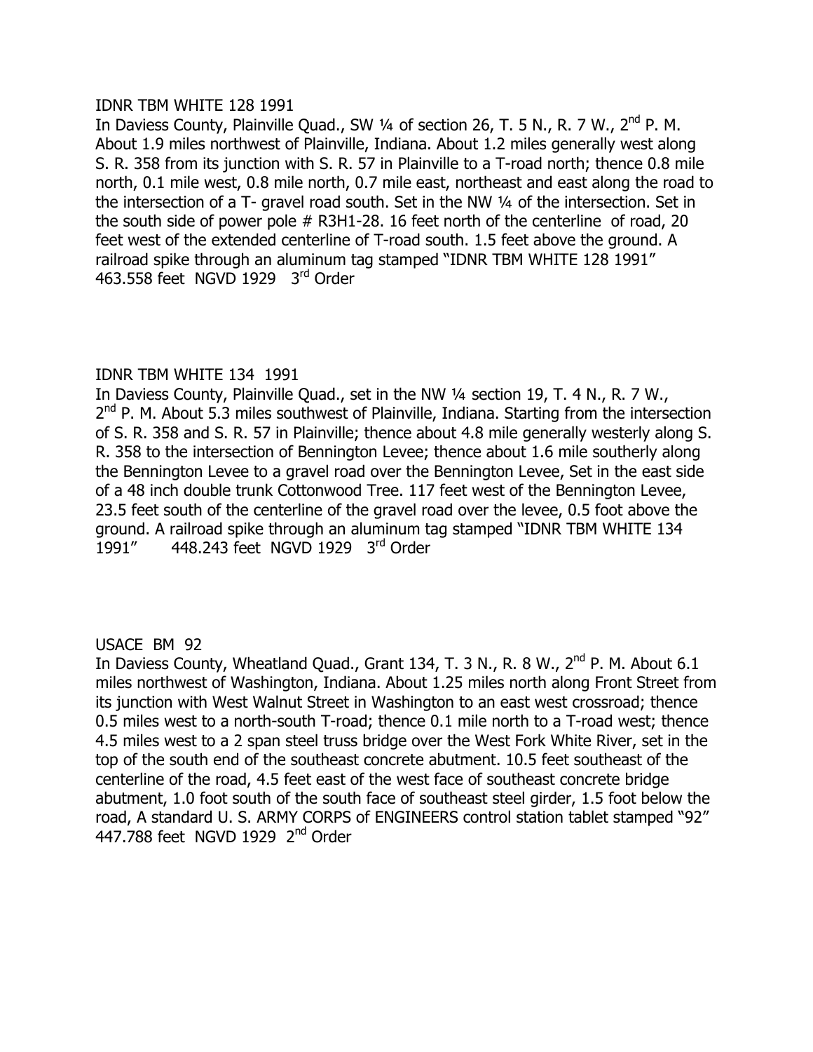IDNR TBM WHITE 128 1991

In Daviess County, Plainville Quad., SW ¼ of section 26, T. 5 N., R. 7 W., 2nd P. M. About 1.9 miles northwest of Plainville, Indiana. About 1.2 miles generally west along S. R. 358 from its junction with S. R. 57 in Plainville to a T-road north; thence 0.8 mile north, 0.1 mile west, 0.8 mile north, 0.7 mile east, northeast and east along the road to the intersection of a T- gravel road south. Set in the NW ¼ of the intersection. Set in the south side of power pole # R3H1-28. 16 feet north of the centerline of road, 20 feet west of the extended centerline of T-road south. 1.5 feet above the ground. A railroad spike through an aluminum tag stamped "IDNR TBM WHITE 128 1991"
463.558 feet NGVD 1929 3rd Order

IDNR TBM WHITE 134 1991

In Daviess County, Plainville Quad., set in the NW ¼ section 19, T. 4 N., R. 7 W., 2nd P. M. About 5.3 miles southwest of Plainville, Indiana. Starting from the intersection of S. R. 358 and S. R. 57 in Plainville; thence about 4.8 mile generally westerly along S. R. 358 to the intersection of Bennington Levee; thence about 1.6 mile southerly along the Bennington Levee to a gravel road over the Bennington Levee, Set in the east side of a 48 inch double trunk Cottonwood Tree. 117 feet west of the Bennington Levee, 23.5 feet south of the centerline of the gravel road over the levee, 0.5 foot above the ground. A railroad spike through an aluminum tag stamped "IDNR TBM WHITE 134 1991" 448.243 feet NGVD 1929 3rd Order

USACE BM 92

In Daviess County, Wheatland Quad., Grant 134, T. 3 N., R. 8 W., 2nd P. M. About 6.1 miles northwest of Washington, Indiana. About 1.25 miles north along Front Street from its junction with West Walnut Street in Washington to an east west crossroad; thence 0.5 miles west to a north-south T-road; thence 0.1 mile north to a T-road west; thence 4.5 miles west to a 2 span steel truss bridge over the West Fork White River, set in the top of the south end of the southeast concrete abutment. 10.5 feet southeast of the centerline of the road, 4.5 feet east of the west face of southeast concrete bridge abutment, 1.0 foot south of the south face of southeast steel girder, 1.5 foot below the road, A standard U. S. ARMY CORPS of ENGINEERS control station tablet stamped "92"
447.788 feet NGVD 1929 2nd Order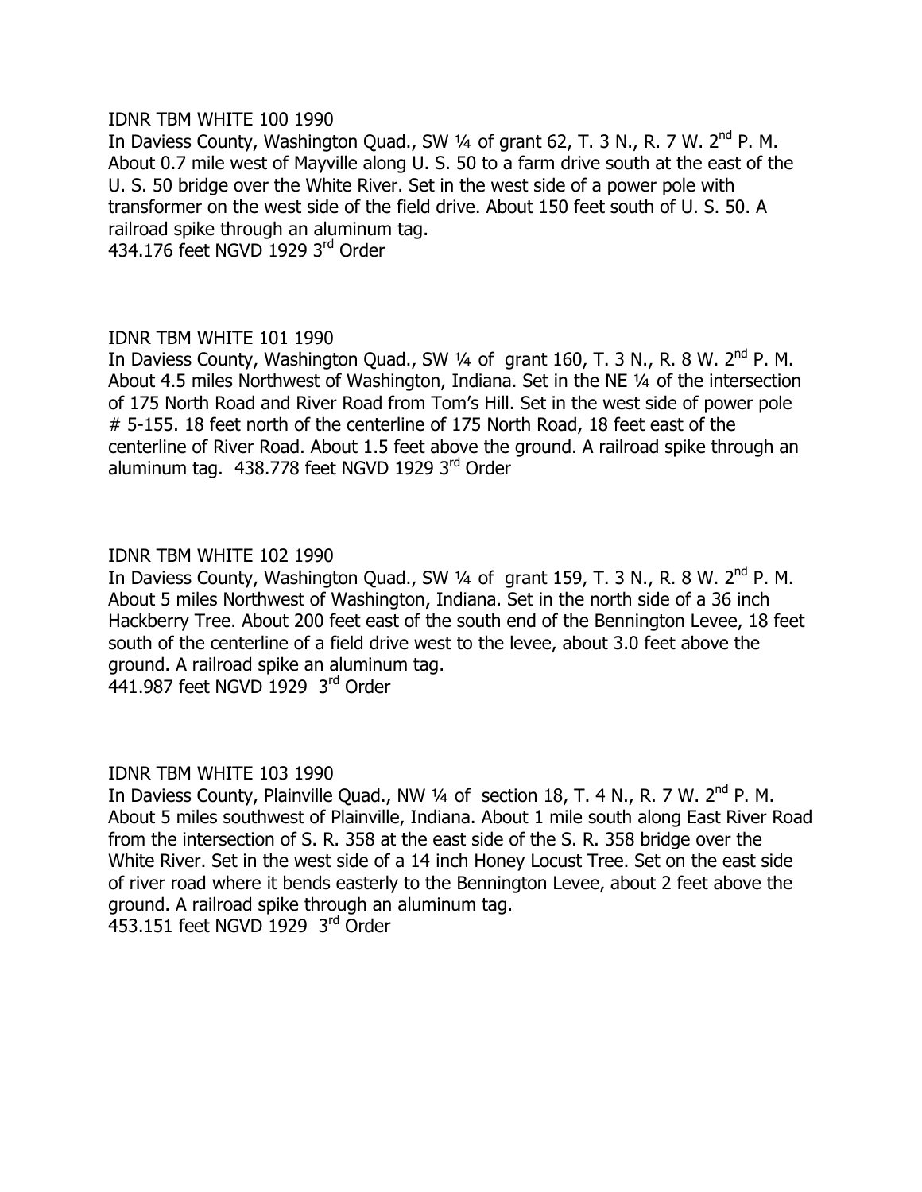IDNR TBM WHITE 100 1990

In Daviess County, Washington Quad., SW ¼ of grant 62, T. 3 N., R. 7 W. 2nd P. M. About 0.7 mile west of Mayville along U. S. 50 to a farm drive south at the east of the U. S. 50 bridge over the White River. Set in the west side of a power pole with transformer on the west side of the field drive. About 150 feet south of U. S. 50. A railroad spike through an aluminum tag.
434.176 feet NGVD 1929 3rd Order

IDNR TBM WHITE 101 1990

In Daviess County, Washington Quad., SW ¼ of grant 160, T. 3 N., R. 8 W. 2nd P. M. About 4.5 miles Northwest of Washington, Indiana. Set in the NE ¼ of the intersection of 175 North Road and River Road from Tom's Hill. Set in the west side of power pole # 5-155. 18 feet north of the centerline of 175 North Road, 18 feet east of the centerline of River Road. About 1.5 feet above the ground. A railroad spike through an aluminum tag. 438.778 feet NGVD 1929 3rd Order

IDNR TBM WHITE 102 1990

In Daviess County, Washington Quad., SW ¼ of grant 159, T. 3 N., R. 8 W. 2nd P. M. About 5 miles Northwest of Washington, Indiana. Set in the north side of a 36 inch Hackberry Tree. About 200 feet east of the south end of the Bennington Levee, 18 feet south of the centerline of a field drive west to the levee, about 3.0 feet above the ground. A railroad spike an aluminum tag.
441.987 feet NGVD 1929 3rd Order

IDNR TBM WHITE 103 1990

In Daviess County, Plainville Quad., NW ¼ of section 18, T. 4 N., R. 7 W. 2nd P. M. About 5 miles southwest of Plainville, Indiana. About 1 mile south along East River Road from the intersection of S. R. 358 at the east side of the S. R. 358 bridge over the White River. Set in the west side of a 14 inch Honey Locust Tree. Set on the east side of river road where it bends easterly to the Bennington Levee, about 2 feet above the ground. A railroad spike through an aluminum tag.
453.151 feet NGVD 1929 3rd Order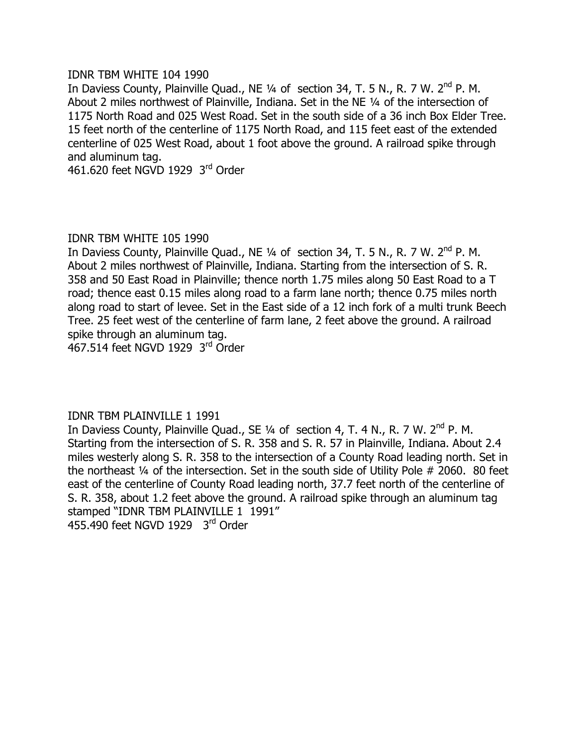IDNR TBM WHITE 104 1990

In Daviess County, Plainville Quad., NE ¼ of section 34, T. 5 N., R. 7 W. 2nd P. M. About 2 miles northwest of Plainville, Indiana. Set in the NE ¼ of the intersection of 1175 North Road and 025 West Road. Set in the south side of a 36 inch Box Elder Tree. 15 feet north of the centerline of 1175 North Road, and 115 feet east of the extended centerline of 025 West Road, about 1 foot above the ground. A railroad spike through and aluminum tag.

461.620 feet NGVD 1929 3rd Order

IDNR TBM WHITE 105 1990

In Daviess County, Plainville Quad., NE ¼ of section 34, T. 5 N., R. 7 W. 2nd P. M. About 2 miles northwest of Plainville, Indiana. Starting from the intersection of S. R. 358 and 50 East Road in Plainville; thence north 1.75 miles along 50 East Road to a T road; thence east 0.15 miles along road to a farm lane north; thence 0.75 miles north along road to start of levee. Set in the East side of a 12 inch fork of a multi trunk Beech Tree. 25 feet west of the centerline of farm lane, 2 feet above the ground. A railroad spike through an aluminum tag.

467.514 feet NGVD 1929 3rd Order

IDNR TBM PLAINVILLE 1 1991

In Daviess County, Plainville Quad., SE ¼ of section 4, T. 4 N., R. 7 W. 2nd P. M. Starting from the intersection of S. R. 358 and S. R. 57 in Plainville, Indiana. About 2.4 miles westerly along S. R. 358 to the intersection of a County Road leading north. Set in the northeast ¼ of the intersection. Set in the south side of Utility Pole # 2060. 80 feet east of the centerline of County Road leading north, 37.7 feet north of the centerline of S. R. 358, about 1.2 feet above the ground. A railroad spike through an aluminum tag stamped "IDNR TBM PLAINVILLE 1 1991"

455.490 feet NGVD 1929 3rd Order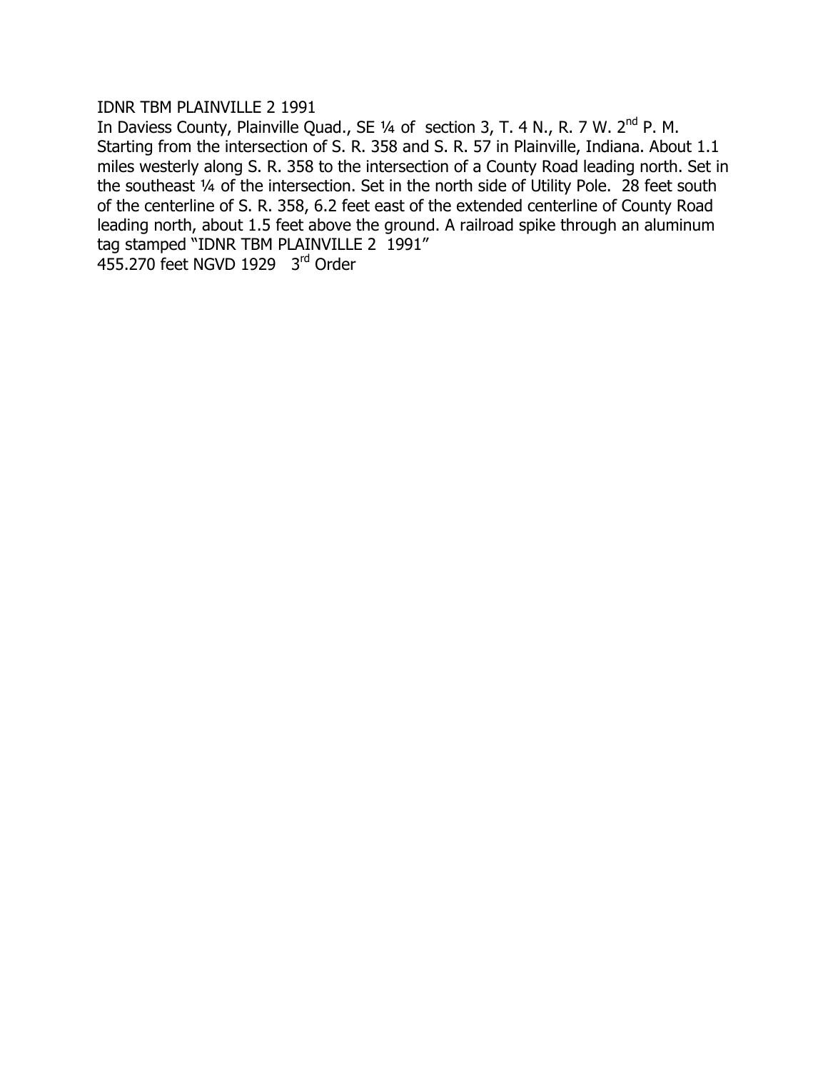IDNR TBM PLAINVILLE 2 1991

In Daviess County, Plainville Quad., SE ¼ of section 3, T. 4 N., R. 7 W. 2nd P. M. Starting from the intersection of S. R. 358 and S. R. 57 in Plainville, Indiana. About 1.1 miles westerly along S. R. 358 to the intersection of a County Road leading north. Set in the southeast ¼ of the intersection. Set in the north side of Utility Pole. 28 feet south of the centerline of S. R. 358, 6.2 feet east of the extended centerline of County Road leading north, about 1.5 feet above the ground. A railroad spike through an aluminum tag stamped "IDNR TBM PLAINVILLE 2 1991"

455.270 feet NGVD 1929 3rd Order